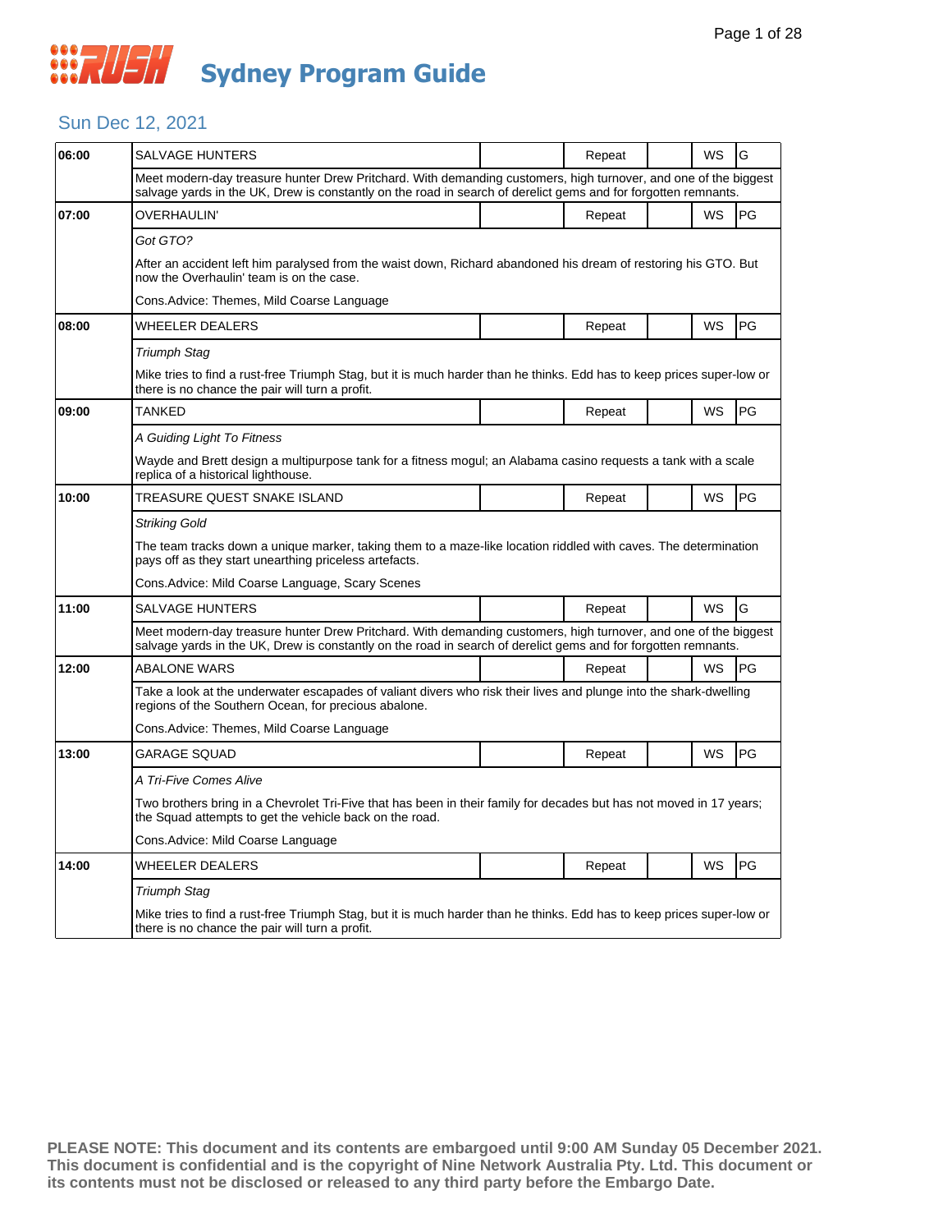# Sydney Program Guide

## Sun Dec 12, 2021

| Time | Program | | Repeat | | WS | Rating |
|---|---|---|---|---|---|---|
| 06:00 | SALVAGE HUNTERS | | Repeat | | WS | G |
| | Meet modern-day treasure hunter Drew Pritchard. With demanding customers, high turnover, and one of the biggest salvage yards in the UK, Drew is constantly on the road in search of derelict gems and for forgotten remnants. | | | | | |
| 07:00 | OVERHAULIN' | | Repeat | | WS | PG |
| | *Got GTO?*<br><br>After an accident left him paralysed from the waist down, Richard abandoned his dream of restoring his GTO. But now the Overhaulin' team is on the case.<br><br>Cons.Advice: Themes, Mild Coarse Language | | | | | |
| 08:00 | WHEELER DEALERS | | Repeat | | WS | PG |
| | *Triumph Stag*<br><br>Mike tries to find a rust-free Triumph Stag, but it is much harder than he thinks. Edd has to keep prices super-low or there is no chance the pair will turn a profit. | | | | | |
| 09:00 | TANKED | | Repeat | | WS | PG |
| | *A Guiding Light To Fitness*<br><br>Wayde and Brett design a multipurpose tank for a fitness mogul; an Alabama casino requests a tank with a scale replica of a historical lighthouse. | | | | | |
| 10:00 | TREASURE QUEST SNAKE ISLAND | | Repeat | | WS | PG |
| | *Striking Gold*<br><br>The team tracks down a unique marker, taking them to a maze-like location riddled with caves. The determination pays off as they start unearthing priceless artefacts.<br><br>Cons.Advice: Mild Coarse Language, Scary Scenes | | | | | |
| 11:00 | SALVAGE HUNTERS | | Repeat | | WS | G |
| | Meet modern-day treasure hunter Drew Pritchard. With demanding customers, high turnover, and one of the biggest salvage yards in the UK, Drew is constantly on the road in search of derelict gems and for forgotten remnants. | | | | | |
| 12:00 | ABALONE WARS | | Repeat | | WS | PG |
| | Take a look at the underwater escapades of valiant divers who risk their lives and plunge into the shark-dwelling regions of the Southern Ocean, for precious abalone.<br><br>Cons.Advice: Themes, Mild Coarse Language | | | | | |
| 13:00 | GARAGE SQUAD | | Repeat | | WS | PG |
| | *A Tri-Five Comes Alive*<br><br>Two brothers bring in a Chevrolet Tri-Five that has been in their family for decades but has not moved in 17 years; the Squad attempts to get the vehicle back on the road.<br><br>Cons.Advice: Mild Coarse Language | | | | | |
| 14:00 | WHEELER DEALERS | | Repeat | | WS | PG |
| | *Triumph Stag*<br><br>Mike tries to find a rust-free Triumph Stag, but it is much harder than he thinks. Edd has to keep prices super-low or there is no chance the pair will turn a profit. | | | | | |

**PLEASE NOTE: This document and its contents are embargoed until 9:00 AM Sunday 05 December 2021. This document is confidential and is the copyright of Nine Network Australia Pty. Ltd. This document or its contents must not be disclosed or released to any third party before the Embargo Date.**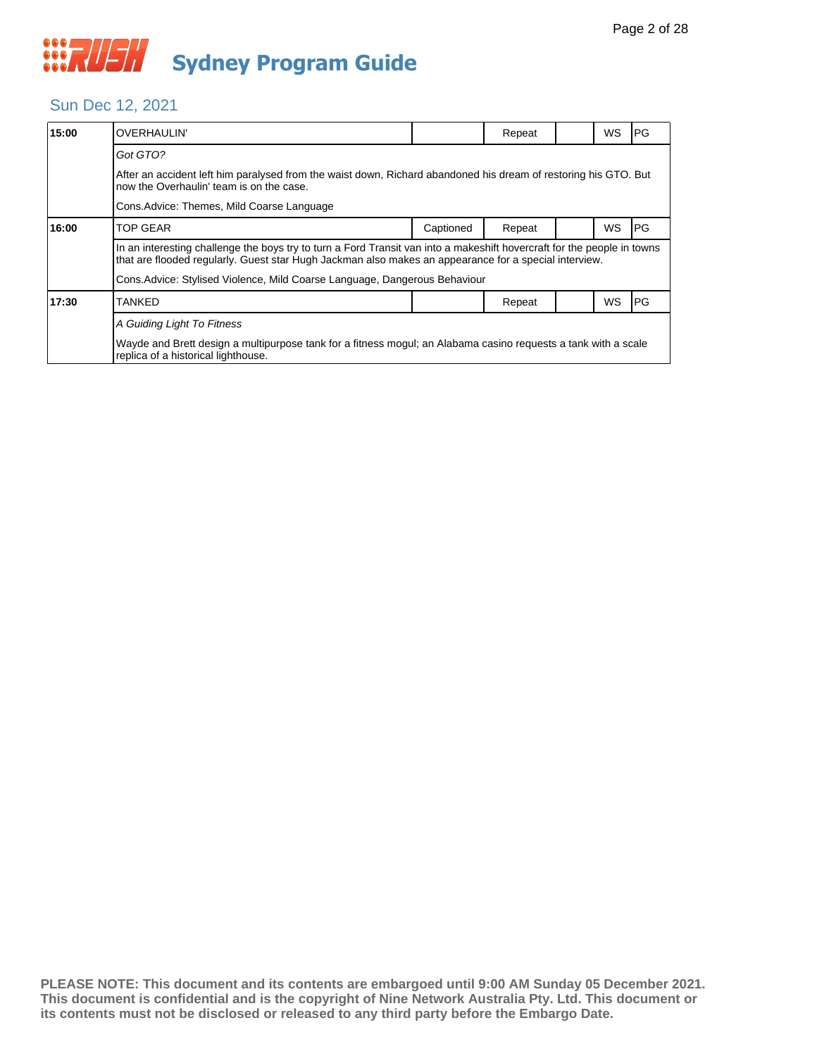# RUSH Sydney Program Guide

## Sun Dec 12, 2021

| Time | Program | Captioned | Repeat | | WS | Rating |
|---|---|---|---|---|---|---|
| 15:00 | OVERHAULIN' | | Repeat | | WS | PG |

*Got GTO?*

After an accident left him paralysed from the waist down, Richard abandoned his dream of restoring his GTO. But now the Overhaulin' team is on the case.

Cons.Advice: Themes, Mild Coarse Language

| Time | Program | Captioned | Repeat | | WS | Rating |
|---|---|---|---|---|---|---|
| 16:00 | TOP GEAR | Captioned | Repeat | | WS | PG |

In an interesting challenge the boys try to turn a Ford Transit van into a makeshift hovercraft for the people in towns that are flooded regularly. Guest star Hugh Jackman also makes an appearance for a special interview.

Cons.Advice: Stylised Violence, Mild Coarse Language, Dangerous Behaviour

| Time | Program | Captioned | Repeat | | WS | Rating |
|---|---|---|---|---|---|---|
| 17:30 | TANKED | | Repeat | | WS | PG |

*A Guiding Light To Fitness*

Wayde and Brett design a multipurpose tank for a fitness mogul; an Alabama casino requests a tank with a scale replica of a historical lighthouse.

**PLEASE NOTE: This document and its contents are embargoed until 9:00 AM Sunday 05 December 2021. This document is confidential and is the copyright of Nine Network Australia Pty. Ltd. This document or its contents must not be disclosed or released to any third party before the Embargo Date.**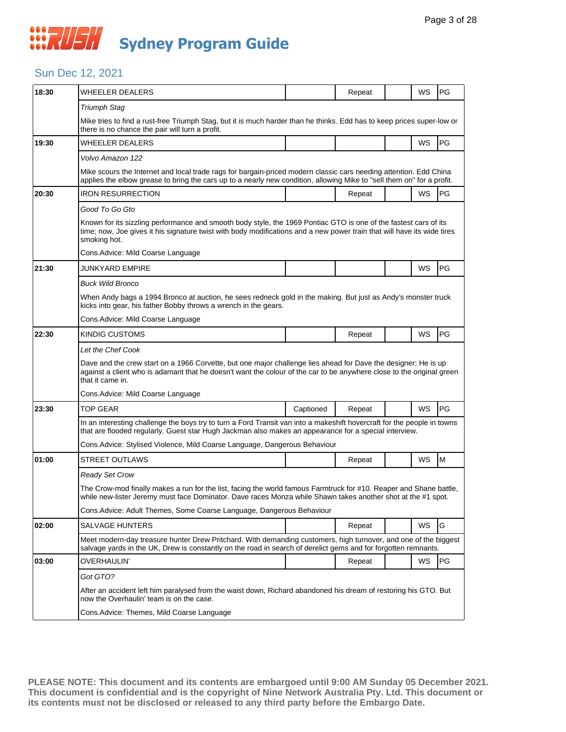# Sydney Program Guide

## Sun Dec 12, 2021

| Time | Program | Captioned | Repeat | | WS | Rating |
|---|---|---|---|---|---|---|
| 18:30 | WHEELER DEALERS | | Repeat | | WS | PG |
| | *Triumph Stag* | | | | | |
| | Mike tries to find a rust-free Triumph Stag, but it is much harder than he thinks. Edd has to keep prices super-low or there is no chance the pair will turn a profit. | | | | | |
| 19:30 | WHEELER DEALERS | | | | WS | PG |
| | *Volvo Amazon 122* | | | | | |
| | Mike scours the Internet and local trade rags for bargain-priced modern classic cars needing attention. Edd China applies the elbow grease to bring the cars up to a nearly new condition, allowing Mike to "sell them on" for a profit. | | | | | |
| 20:30 | IRON RESURRECTION | | Repeat | | WS | PG |
| | *Good To Go Gto* | | | | | |
| | Known for its sizzling performance and smooth body style, the 1969 Pontiac GTO is one of the fastest cars of its time; now, Joe gives it his signature twist with body modifications and a new power train that will have its wide tires smoking hot. | | | | | |
| | Cons.Advice: Mild Coarse Language | | | | | |
| 21:30 | JUNKYARD EMPIRE | | | | WS | PG |
| | *Buck Wild Bronco* | | | | | |
| | When Andy bags a 1994 Bronco at auction, he sees redneck gold in the making. But just as Andy's monster truck kicks into gear, his father Bobby throws a wrench in the gears. | | | | | |
| | Cons.Advice: Mild Coarse Language | | | | | |
| 22:30 | KINDIG CUSTOMS | | Repeat | | WS | PG |
| | *Let the Chef Cook* | | | | | |
| | Dave and the crew start on a 1966 Corvette, but one major challenge lies ahead for Dave the designer; He is up against a client who is adamant that he doesn't want the colour of the car to be anywhere close to the original green that it came in. | | | | | |
| | Cons.Advice: Mild Coarse Language | | | | | |
| 23:30 | TOP GEAR | Captioned | Repeat | | WS | PG |
| | In an interesting challenge the boys try to turn a Ford Transit van into a makeshift hovercraft for the people in towns that are flooded regularly. Guest star Hugh Jackman also makes an appearance for a special interview. | | | | | |
| | Cons.Advice: Stylised Violence, Mild Coarse Language, Dangerous Behaviour | | | | | |
| 01:00 | STREET OUTLAWS | | Repeat | | WS | M |
| | *Ready Set Crow* | | | | | |
| | The Crow-mod finally makes a run for the list, facing the world famous Farmtruck for #10. Reaper and Shane battle, while new-lister Jeremy must face Dominator. Dave races Monza while Shawn takes another shot at the #1 spot. | | | | | |
| | Cons.Advice: Adult Themes, Some Coarse Language, Dangerous Behaviour | | | | | |
| 02:00 | SALVAGE HUNTERS | | Repeat | | WS | G |
| | Meet modern-day treasure hunter Drew Pritchard. With demanding customers, high turnover, and one of the biggest salvage yards in the UK, Drew is constantly on the road in search of derelict gems and for forgotten remnants. | | | | | |
| 03:00 | OVERHAULIN' | | Repeat | | WS | PG |
| | *Got GTO?* | | | | | |
| | After an accident left him paralysed from the waist down, Richard abandoned his dream of restoring his GTO. But now the Overhaulin' team is on the case. | | | | | |
| | Cons.Advice: Themes, Mild Coarse Language | | | | | |

**PLEASE NOTE: This document and its contents are embargoed until 9:00 AM Sunday 05 December 2021. This document is confidential and is the copyright of Nine Network Australia Pty. Ltd. This document or its contents must not be disclosed or released to any third party before the Embargo Date.**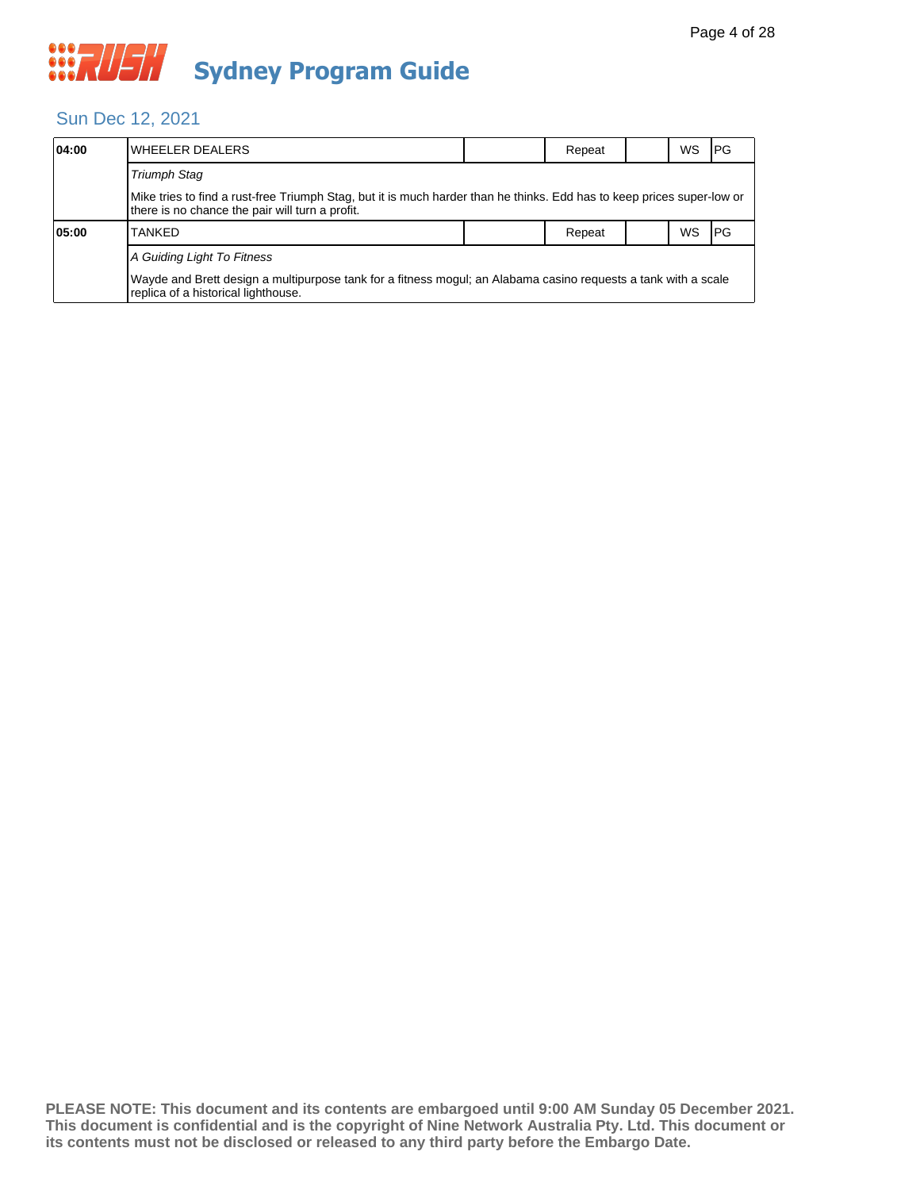# Sydney Program Guide

## Sun Dec 12, 2021

| | | | | | | |
|---|---|---|---|---|---|---|
| **04:00** | WHEELER DEALERS | | Repeat | | WS | PG |
| | *Triumph Stag* | | | | | |
| | Mike tries to find a rust-free Triumph Stag, but it is much harder than he thinks. Edd has to keep prices super-low or there is no chance the pair will turn a profit. | | | | | |
| **05:00** | TANKED | | Repeat | | WS | PG |
| | *A Guiding Light To Fitness* | | | | | |
| | Wayde and Brett design a multipurpose tank for a fitness mogul; an Alabama casino requests a tank with a scale replica of a historical lighthouse. | | | | | |

**PLEASE NOTE: This document and its contents are embargoed until 9:00 AM Sunday 05 December 2021. This document is confidential and is the copyright of Nine Network Australia Pty. Ltd. This document or its contents must not be disclosed or released to any third party before the Embargo Date.**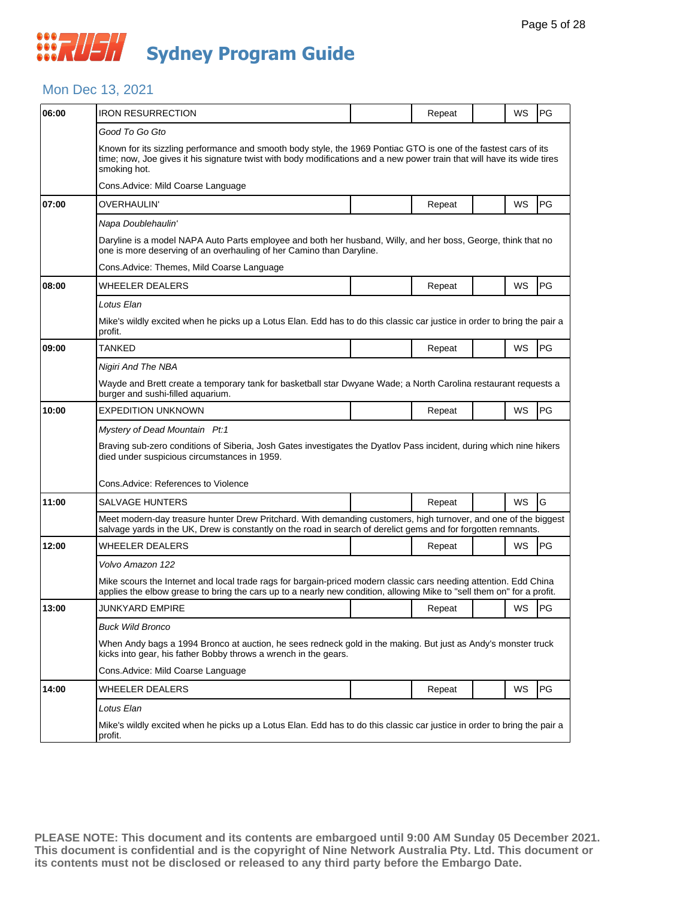# RUSH Sydney Program Guide

## Mon Dec 13, 2021

| Time | Program | | Status | | Format | Rating |
|---|---|---|---|---|---|---|
| 06:00 | IRON RESURRECTION | | Repeat | | WS | PG |
| | *Good To Go Gto* | | | | | |
| | Known for its sizzling performance and smooth body style, the 1969 Pontiac GTO is one of the fastest cars of its time; now, Joe gives it his signature twist with body modifications and a new power train that will have its wide tires smoking hot. | | | | | |
| | Cons.Advice: Mild Coarse Language | | | | | |
| 07:00 | OVERHAULIN' | | Repeat | | WS | PG |
| | *Napa Doublehaulin'* | | | | | |
| | Daryline is a model NAPA Auto Parts employee and both her husband, Willy, and her boss, George, think that no one is more deserving of an overhauling of her Camino than Daryline. | | | | | |
| | Cons.Advice: Themes, Mild Coarse Language | | | | | |
| 08:00 | WHEELER DEALERS | | Repeat | | WS | PG |
| | *Lotus Elan* | | | | | |
| | Mike's wildly excited when he picks up a Lotus Elan. Edd has to do this classic car justice in order to bring the pair a profit. | | | | | |
| 09:00 | TANKED | | Repeat | | WS | PG |
| | *Nigiri And The NBA* | | | | | |
| | Wayde and Brett create a temporary tank for basketball star Dwyane Wade; a North Carolina restaurant requests a burger and sushi-filled aquarium. | | | | | |
| 10:00 | EXPEDITION UNKNOWN | | Repeat | | WS | PG |
| | *Mystery of Dead Mountain Pt:1* | | | | | |
| | Braving sub-zero conditions of Siberia, Josh Gates investigates the Dyatlov Pass incident, during which nine hikers died under suspicious circumstances in 1959. | | | | | |
| | Cons.Advice: References to Violence | | | | | |
| 11:00 | SALVAGE HUNTERS | | Repeat | | WS | G |
| | Meet modern-day treasure hunter Drew Pritchard. With demanding customers, high turnover, and one of the biggest salvage yards in the UK, Drew is constantly on the road in search of derelict gems and for forgotten remnants. | | | | | |
| 12:00 | WHEELER DEALERS | | Repeat | | WS | PG |
| | *Volvo Amazon 122* | | | | | |
| | Mike scours the Internet and local trade rags for bargain-priced modern classic cars needing attention. Edd China applies the elbow grease to bring the cars up to a nearly new condition, allowing Mike to "sell them on" for a profit. | | | | | |
| 13:00 | JUNKYARD EMPIRE | | Repeat | | WS | PG |
| | *Buck Wild Bronco* | | | | | |
| | When Andy bags a 1994 Bronco at auction, he sees redneck gold in the making. But just as Andy's monster truck kicks into gear, his father Bobby throws a wrench in the gears. | | | | | |
| | Cons.Advice: Mild Coarse Language | | | | | |
| 14:00 | WHEELER DEALERS | | Repeat | | WS | PG |
| | *Lotus Elan* | | | | | |
| | Mike's wildly excited when he picks up a Lotus Elan. Edd has to do this classic car justice in order to bring the pair a profit. | | | | | |

**PLEASE NOTE: This document and its contents are embargoed until 9:00 AM Sunday 05 December 2021. This document is confidential and is the copyright of Nine Network Australia Pty. Ltd. This document or its contents must not be disclosed or released to any third party before the Embargo Date.**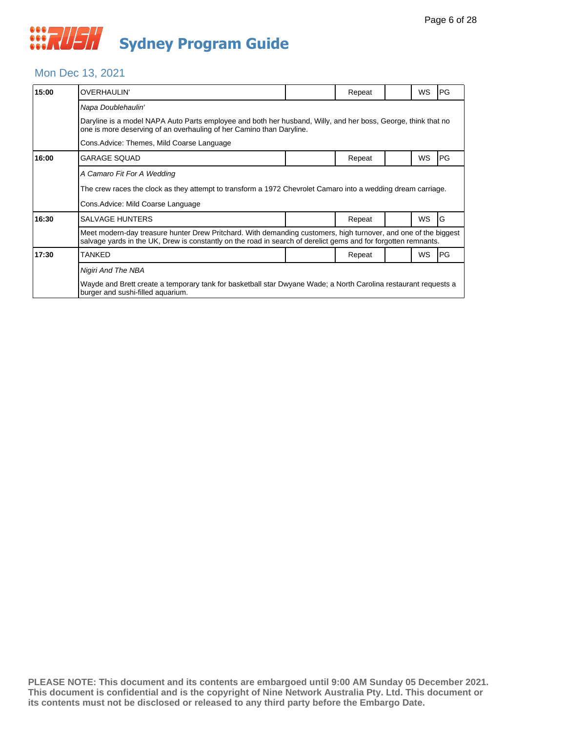# RUSH Sydney Program Guide

## Mon Dec 13, 2021

| Time | Program | | Repeat | | WS | Rating |
|---|---|---|---|---|---|---|
| 15:00 | OVERHAULIN' | | Repeat | | WS | PG |
| | *Napa Doublehaulin'* | | | | | |
| | Daryline is a model NAPA Auto Parts employee and both her husband, Willy, and her boss, George, think that no one is more deserving of an overhauling of her Camino than Daryline. | | | | | |
| | Cons.Advice: Themes, Mild Coarse Language | | | | | |
| 16:00 | GARAGE SQUAD | | Repeat | | WS | PG |
| | *A Camaro Fit For A Wedding* | | | | | |
| | The crew races the clock as they attempt to transform a 1972 Chevrolet Camaro into a wedding dream carriage. | | | | | |
| | Cons.Advice: Mild Coarse Language | | | | | |
| 16:30 | SALVAGE HUNTERS | | Repeat | | WS | G |
| | Meet modern-day treasure hunter Drew Pritchard. With demanding customers, high turnover, and one of the biggest salvage yards in the UK, Drew is constantly on the road in search of derelict gems and for forgotten remnants. | | | | | |
| 17:30 | TANKED | | Repeat | | WS | PG |
| | *Nigiri And The NBA* | | | | | |
| | Wayde and Brett create a temporary tank for basketball star Dwyane Wade; a North Carolina restaurant requests a burger and sushi-filled aquarium. | | | | | |

**PLEASE NOTE: This document and its contents are embargoed until 9:00 AM Sunday 05 December 2021. This document is confidential and is the copyright of Nine Network Australia Pty. Ltd. This document or its contents must not be disclosed or released to any third party before the Embargo Date.**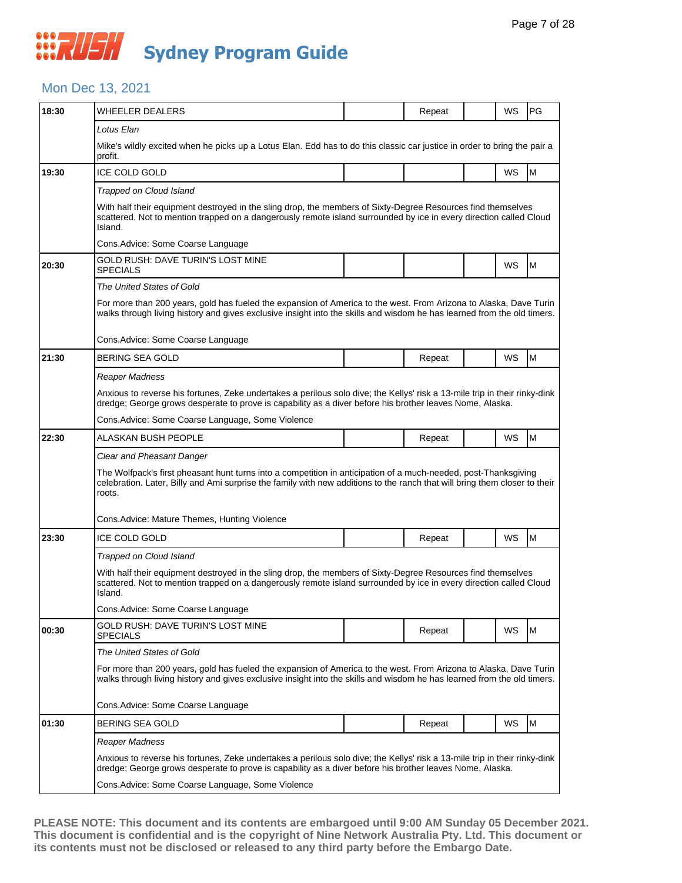# Sydney Program Guide

## Mon Dec 13, 2021

| Time | Program | | Repeat | | WS | Rating |
|---|---|---|---|---|---|---|
| 18:30 | WHEELER DEALERS | | Repeat | | WS | PG |
| | *Lotus Elan* | | | | | |
| | Mike's wildly excited when he picks up a Lotus Elan. Edd has to do this classic car justice in order to bring the pair a profit. | | | | | |
| 19:30 | ICE COLD GOLD | | | | WS | M |
| | *Trapped on Cloud Island* | | | | | |
| | With half their equipment destroyed in the sling drop, the members of Sixty-Degree Resources find themselves scattered. Not to mention trapped on a dangerously remote island surrounded by ice in every direction called Cloud Island. | | | | | |
| | Cons.Advice: Some Coarse Language | | | | | |
| 20:30 | GOLD RUSH: DAVE TURIN'S LOST MINE SPECIALS | | | | WS | M |
| | *The United States of Gold* | | | | | |
| | For more than 200 years, gold has fueled the expansion of America to the west. From Arizona to Alaska, Dave Turin walks through living history and gives exclusive insight into the skills and wisdom he has learned from the old timers. | | | | | |
| | Cons.Advice: Some Coarse Language | | | | | |
| 21:30 | BERING SEA GOLD | | Repeat | | WS | M |
| | *Reaper Madness* | | | | | |
| | Anxious to reverse his fortunes, Zeke undertakes a perilous solo dive; the Kellys' risk a 13-mile trip in their rinky-dink dredge; George grows desperate to prove is capability as a diver before his brother leaves Nome, Alaska. | | | | | |
| | Cons.Advice: Some Coarse Language, Some Violence | | | | | |
| 22:30 | ALASKAN BUSH PEOPLE | | Repeat | | WS | M |
| | *Clear and Pheasant Danger* | | | | | |
| | The Wolfpack's first pheasant hunt turns into a competition in anticipation of a much-needed, post-Thanksgiving celebration. Later, Billy and Ami surprise the family with new additions to the ranch that will bring them closer to their roots. | | | | | |
| | Cons.Advice: Mature Themes, Hunting Violence | | | | | |
| 23:30 | ICE COLD GOLD | | Repeat | | WS | M |
| | *Trapped on Cloud Island* | | | | | |
| | With half their equipment destroyed in the sling drop, the members of Sixty-Degree Resources find themselves scattered. Not to mention trapped on a dangerously remote island surrounded by ice in every direction called Cloud Island. | | | | | |
| | Cons.Advice: Some Coarse Language | | | | | |
| 00:30 | GOLD RUSH: DAVE TURIN'S LOST MINE SPECIALS | | Repeat | | WS | M |
| | *The United States of Gold* | | | | | |
| | For more than 200 years, gold has fueled the expansion of America to the west. From Arizona to Alaska, Dave Turin walks through living history and gives exclusive insight into the skills and wisdom he has learned from the old timers. | | | | | |
| | Cons.Advice: Some Coarse Language | | | | | |
| 01:30 | BERING SEA GOLD | | Repeat | | WS | M |
| | *Reaper Madness* | | | | | |
| | Anxious to reverse his fortunes, Zeke undertakes a perilous solo dive; the Kellys' risk a 13-mile trip in their rinky-dink dredge; George grows desperate to prove is capability as a diver before his brother leaves Nome, Alaska. | | | | | |
| | Cons.Advice: Some Coarse Language, Some Violence | | | | | |

**PLEASE NOTE: This document and its contents are embargoed until 9:00 AM Sunday 05 December 2021. This document is confidential and is the copyright of Nine Network Australia Pty. Ltd. This document or its contents must not be disclosed or released to any third party before the Embargo Date.**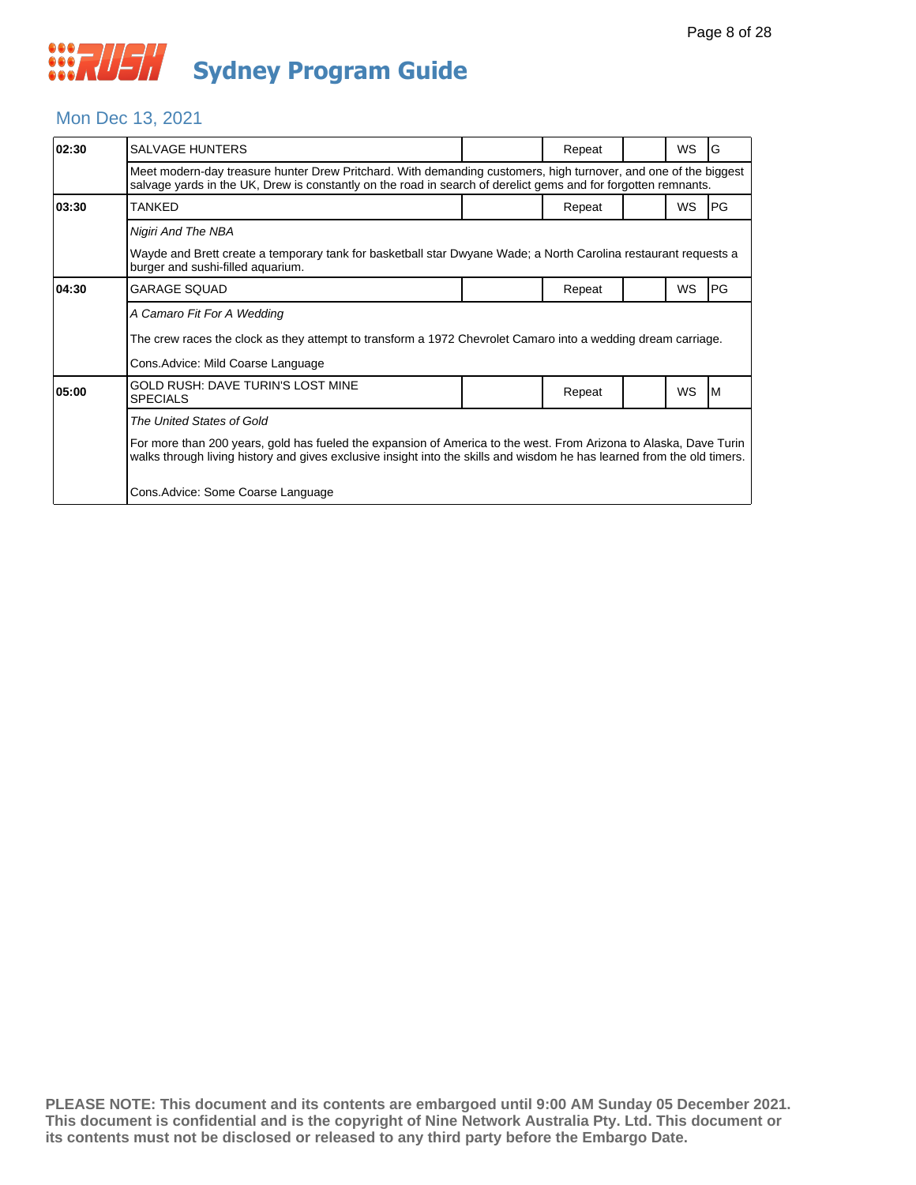# Sydney Program Guide

## Mon Dec 13, 2021

| Time | Program | | Repeat | | WS | Rating |
|---|---|---|---|---|---|---|
| 02:30 | SALVAGE HUNTERS | | Repeat | | WS | G |
| | Meet modern-day treasure hunter Drew Pritchard. With demanding customers, high turnover, and one of the biggest salvage yards in the UK, Drew is constantly on the road in search of derelict gems and for forgotten remnants. | | | | | |
| 03:30 | TANKED | | Repeat | | WS | PG |
| | *Nigiri And The NBA*<br><br>Wayde and Brett create a temporary tank for basketball star Dwyane Wade; a North Carolina restaurant requests a burger and sushi-filled aquarium. | | | | | |
| 04:30 | GARAGE SQUAD | | Repeat | | WS | PG |
| | *A Camaro Fit For A Wedding*<br><br>The crew races the clock as they attempt to transform a 1972 Chevrolet Camaro into a wedding dream carriage.<br><br>Cons.Advice: Mild Coarse Language | | | | | |
| 05:00 | GOLD RUSH: DAVE TURIN'S LOST MINE SPECIALS | | Repeat | | WS | M |
| | *The United States of Gold*<br><br>For more than 200 years, gold has fueled the expansion of America to the west. From Arizona to Alaska, Dave Turin walks through living history and gives exclusive insight into the skills and wisdom he has learned from the old timers.<br><br>Cons.Advice: Some Coarse Language | | | | | |

**PLEASE NOTE: This document and its contents are embargoed until 9:00 AM Sunday 05 December 2021. This document is confidential and is the copyright of Nine Network Australia Pty. Ltd. This document or its contents must not be disclosed or released to any third party before the Embargo Date.**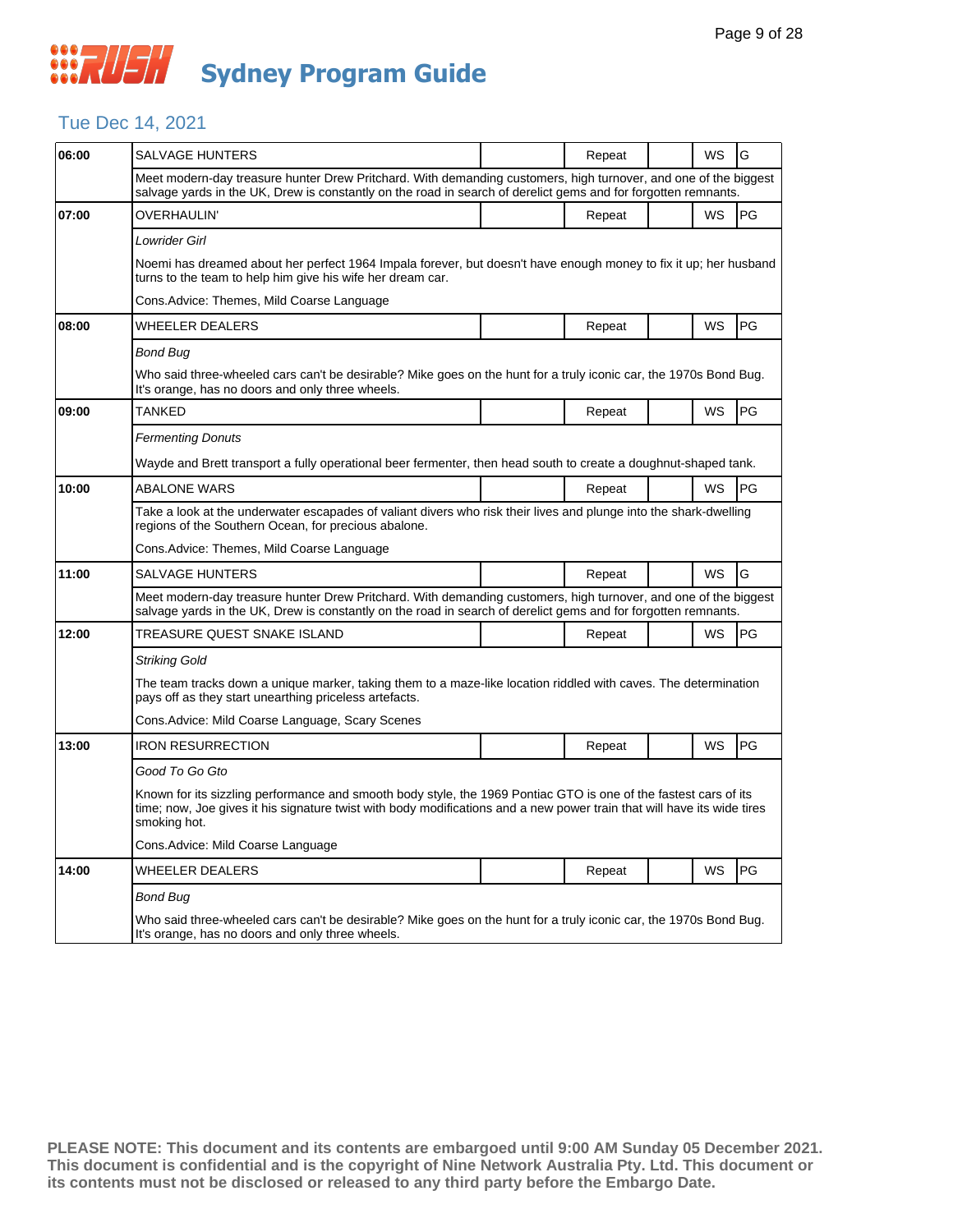# Sydney Program Guide

## Tue Dec 14, 2021

| Time | Program | | Status | | Format | Rating |
|---|---|---|---|---|---|---|
| 06:00 | SALVAGE HUNTERS | | Repeat | | WS | G |
| | Meet modern-day treasure hunter Drew Pritchard. With demanding customers, high turnover, and one of the biggest salvage yards in the UK, Drew is constantly on the road in search of derelict gems and for forgotten remnants. | | | | | |
| 07:00 | OVERHAULIN' | | Repeat | | WS | PG |
| | *Lowrider Girl*<br><br>Noemi has dreamed about her perfect 1964 Impala forever, but doesn't have enough money to fix it up; her husband turns to the team to help him give his wife her dream car.<br><br>Cons.Advice: Themes, Mild Coarse Language | | | | | |
| 08:00 | WHEELER DEALERS | | Repeat | | WS | PG |
| | *Bond Bug*<br><br>Who said three-wheeled cars can't be desirable? Mike goes on the hunt for a truly iconic car, the 1970s Bond Bug. It's orange, has no doors and only three wheels. | | | | | |
| 09:00 | TANKED | | Repeat | | WS | PG |
| | *Fermenting Donuts*<br><br>Wayde and Brett transport a fully operational beer fermenter, then head south to create a doughnut-shaped tank. | | | | | |
| 10:00 | ABALONE WARS | | Repeat | | WS | PG |
| | Take a look at the underwater escapades of valiant divers who risk their lives and plunge into the shark-dwelling regions of the Southern Ocean, for precious abalone.<br><br>Cons.Advice: Themes, Mild Coarse Language | | | | | |
| 11:00 | SALVAGE HUNTERS | | Repeat | | WS | G |
| | Meet modern-day treasure hunter Drew Pritchard. With demanding customers, high turnover, and one of the biggest salvage yards in the UK, Drew is constantly on the road in search of derelict gems and for forgotten remnants. | | | | | |
| 12:00 | TREASURE QUEST SNAKE ISLAND | | Repeat | | WS | PG |
| | *Striking Gold*<br><br>The team tracks down a unique marker, taking them to a maze-like location riddled with caves. The determination pays off as they start unearthing priceless artefacts.<br><br>Cons.Advice: Mild Coarse Language, Scary Scenes | | | | | |
| 13:00 | IRON RESURRECTION | | Repeat | | WS | PG |
| | *Good To Go Gto*<br><br>Known for its sizzling performance and smooth body style, the 1969 Pontiac GTO is one of the fastest cars of its time; now, Joe gives it his signature twist with body modifications and a new power train that will have its wide tires smoking hot.<br><br>Cons.Advice: Mild Coarse Language | | | | | |
| 14:00 | WHEELER DEALERS | | Repeat | | WS | PG |
| | *Bond Bug*<br><br>Who said three-wheeled cars can't be desirable? Mike goes on the hunt for a truly iconic car, the 1970s Bond Bug. It's orange, has no doors and only three wheels. | | | | | |

**PLEASE NOTE: This document and its contents are embargoed until 9:00 AM Sunday 05 December 2021. This document is confidential and is the copyright of Nine Network Australia Pty. Ltd. This document or its contents must not be disclosed or released to any third party before the Embargo Date.**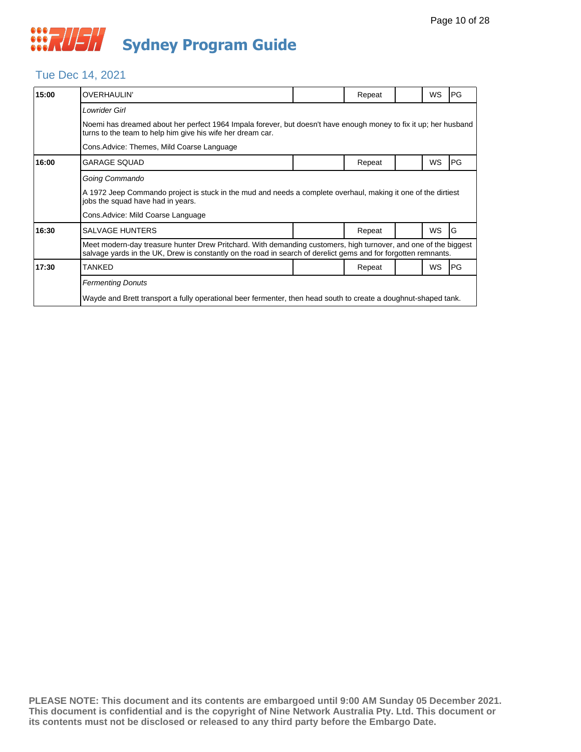# Sydney Program Guide

## Tue Dec 14, 2021

| Time | Program | | Status | | Format | Rating |
|---|---|---|---|---|---|---|
| 15:00 | OVERHAULIN' | | Repeat | | WS | PG |

*Lowrider Girl*

Noemi has dreamed about her perfect 1964 Impala forever, but doesn't have enough money to fix it up; her husband turns to the team to help him give his wife her dream car.

Cons.Advice: Themes, Mild Coarse Language

| Time | Program | | Status | | Format | Rating |
|---|---|---|---|---|---|---|
| 16:00 | GARAGE SQUAD | | Repeat | | WS | PG |

*Going Commando*

A 1972 Jeep Commando project is stuck in the mud and needs a complete overhaul, making it one of the dirtiest jobs the squad have had in years.

Cons.Advice: Mild Coarse Language

| Time | Program | | Status | | Format | Rating |
|---|---|---|---|---|---|---|
| 16:30 | SALVAGE HUNTERS | | Repeat | | WS | G |

Meet modern-day treasure hunter Drew Pritchard. With demanding customers, high turnover, and one of the biggest salvage yards in the UK, Drew is constantly on the road in search of derelict gems and for forgotten remnants.

| Time | Program | | Status | | Format | Rating |
|---|---|---|---|---|---|---|
| 17:30 | TANKED | | Repeat | | WS | PG |

*Fermenting Donuts*

Wayde and Brett transport a fully operational beer fermenter, then head south to create a doughnut-shaped tank.

**PLEASE NOTE: This document and its contents are embargoed until 9:00 AM Sunday 05 December 2021. This document is confidential and is the copyright of Nine Network Australia Pty. Ltd. This document or its contents must not be disclosed or released to any third party before the Embargo Date.**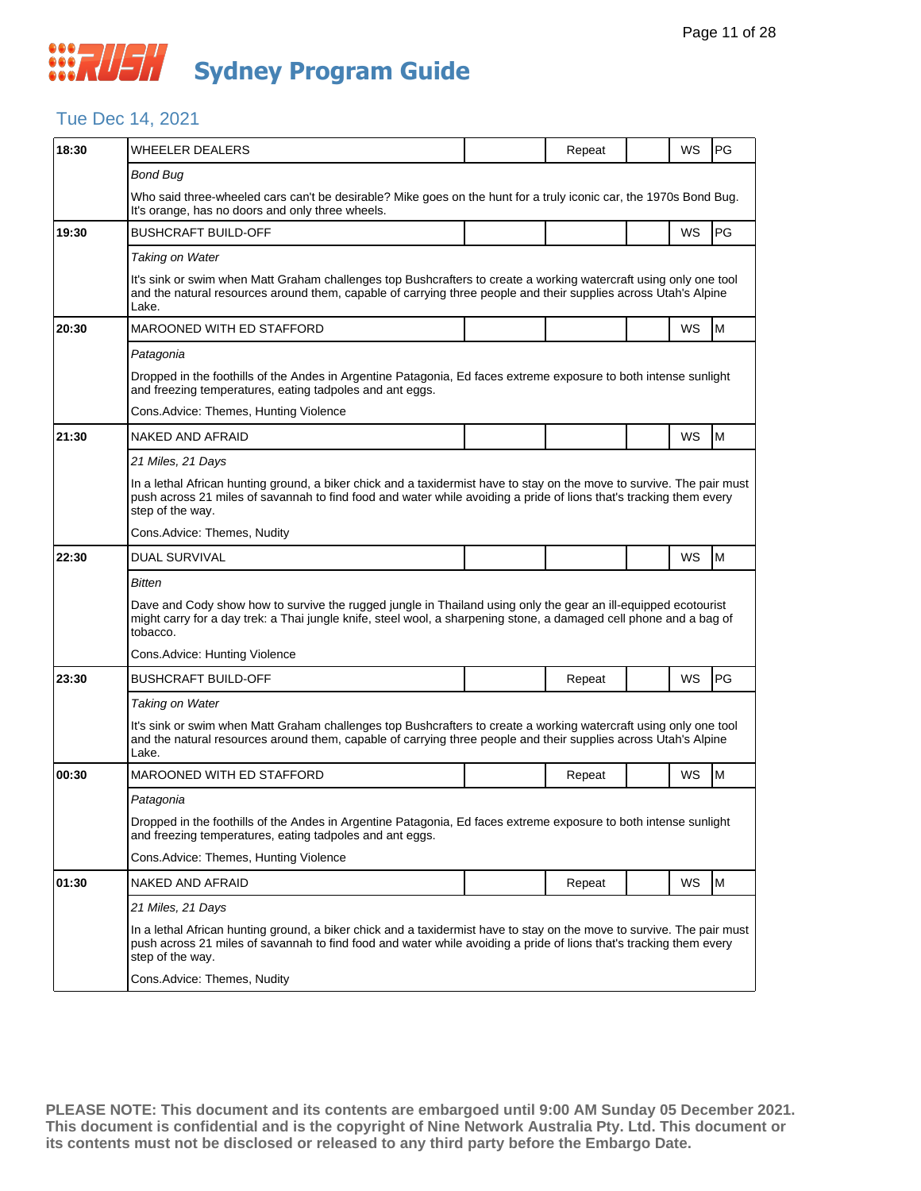# Sydney Program Guide

## Tue Dec 14, 2021

| Time | Program | | Repeat | | WS | Rating |
|---|---|---|---|---|---|---|
| 18:30 | WHEELER DEALERS | | Repeat | | WS | PG |
| | *Bond Bug* | | | | | |
| | Who said three-wheeled cars can't be desirable? Mike goes on the hunt for a truly iconic car, the 1970s Bond Bug. It's orange, has no doors and only three wheels. | | | | | |
| 19:30 | BUSHCRAFT BUILD-OFF | | | | WS | PG |
| | *Taking on Water* | | | | | |
| | It's sink or swim when Matt Graham challenges top Bushcrafters to create a working watercraft using only one tool and the natural resources around them, capable of carrying three people and their supplies across Utah's Alpine Lake. | | | | | |
| 20:30 | MAROONED WITH ED STAFFORD | | | | WS | M |
| | *Patagonia* | | | | | |
| | Dropped in the foothills of the Andes in Argentine Patagonia, Ed faces extreme exposure to both intense sunlight and freezing temperatures, eating tadpoles and ant eggs. | | | | | |
| | Cons.Advice: Themes, Hunting Violence | | | | | |
| 21:30 | NAKED AND AFRAID | | | | WS | M |
| | *21 Miles, 21 Days* | | | | | |
| | In a lethal African hunting ground, a biker chick and a taxidermist have to stay on the move to survive. The pair must push across 21 miles of savannah to find food and water while avoiding a pride of lions that's tracking them every step of the way. | | | | | |
| | Cons.Advice: Themes, Nudity | | | | | |
| 22:30 | DUAL SURVIVAL | | | | WS | M |
| | *Bitten* | | | | | |
| | Dave and Cody show how to survive the rugged jungle in Thailand using only the gear an ill-equipped ecotourist might carry for a day trek: a Thai jungle knife, steel wool, a sharpening stone, a damaged cell phone and a bag of tobacco. | | | | | |
| | Cons.Advice: Hunting Violence | | | | | |
| 23:30 | BUSHCRAFT BUILD-OFF | | Repeat | | WS | PG |
| | *Taking on Water* | | | | | |
| | It's sink or swim when Matt Graham challenges top Bushcrafters to create a working watercraft using only one tool and the natural resources around them, capable of carrying three people and their supplies across Utah's Alpine Lake. | | | | | |
| 00:30 | MAROONED WITH ED STAFFORD | | Repeat | | WS | M |
| | *Patagonia* | | | | | |
| | Dropped in the foothills of the Andes in Argentine Patagonia, Ed faces extreme exposure to both intense sunlight and freezing temperatures, eating tadpoles and ant eggs. | | | | | |
| | Cons.Advice: Themes, Hunting Violence | | | | | |
| 01:30 | NAKED AND AFRAID | | Repeat | | WS | M |
| | *21 Miles, 21 Days* | | | | | |
| | In a lethal African hunting ground, a biker chick and a taxidermist have to stay on the move to survive. The pair must push across 21 miles of savannah to find food and water while avoiding a pride of lions that's tracking them every step of the way. | | | | | |
| | Cons.Advice: Themes, Nudity | | | | | |

**PLEASE NOTE: This document and its contents are embargoed until 9:00 AM Sunday 05 December 2021. This document is confidential and is the copyright of Nine Network Australia Pty. Ltd. This document or its contents must not be disclosed or released to any third party before the Embargo Date.**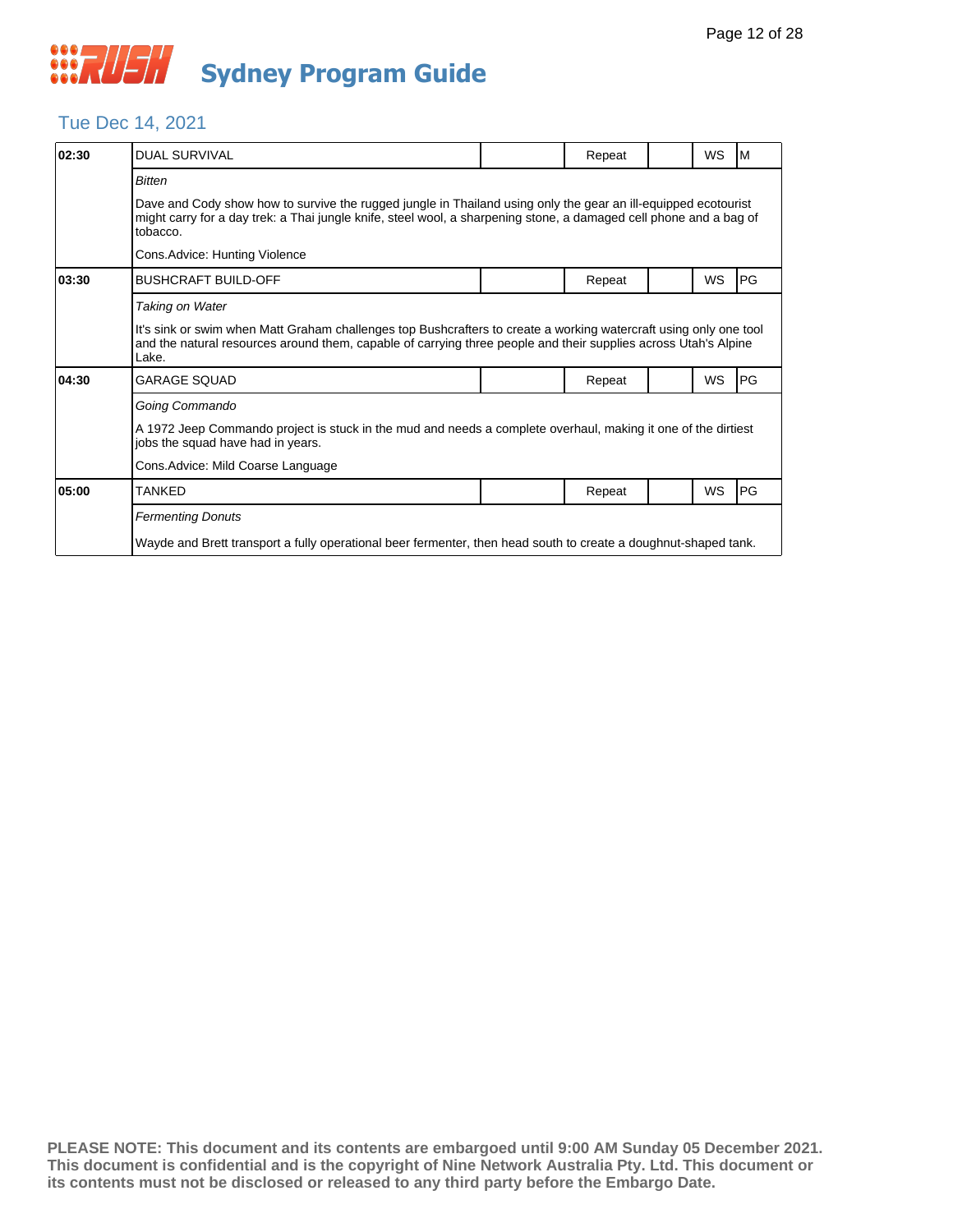# RUSH Sydney Program Guide

## Tue Dec 14, 2021

| Time | Program | | Status | | Format | Rating |
|---|---|---|---|---|---|---|
| 02:30 | DUAL SURVIVAL | | Repeat | | WS | M |

*Bitten*

Dave and Cody show how to survive the rugged jungle in Thailand using only the gear an ill-equipped ecotourist might carry for a day trek: a Thai jungle knife, steel wool, a sharpening stone, a damaged cell phone and a bag of tobacco.

Cons.Advice: Hunting Violence

| Time | Program | | Status | | Format | Rating |
|---|---|---|---|---|---|---|
| 03:30 | BUSHCRAFT BUILD-OFF | | Repeat | | WS | PG |

*Taking on Water*

It's sink or swim when Matt Graham challenges top Bushcrafters to create a working watercraft using only one tool and the natural resources around them, capable of carrying three people and their supplies across Utah's Alpine Lake.

| Time | Program | | Status | | Format | Rating |
|---|---|---|---|---|---|---|
| 04:30 | GARAGE SQUAD | | Repeat | | WS | PG |

*Going Commando*

A 1972 Jeep Commando project is stuck in the mud and needs a complete overhaul, making it one of the dirtiest jobs the squad have had in years.

Cons.Advice: Mild Coarse Language

| Time | Program | | Status | | Format | Rating |
|---|---|---|---|---|---|---|
| 05:00 | TANKED | | Repeat | | WS | PG |

*Fermenting Donuts*

Wayde and Brett transport a fully operational beer fermenter, then head south to create a doughnut-shaped tank.

**PLEASE NOTE: This document and its contents are embargoed until 9:00 AM Sunday 05 December 2021. This document is confidential and is the copyright of Nine Network Australia Pty. Ltd. This document or its contents must not be disclosed or released to any third party before the Embargo Date.**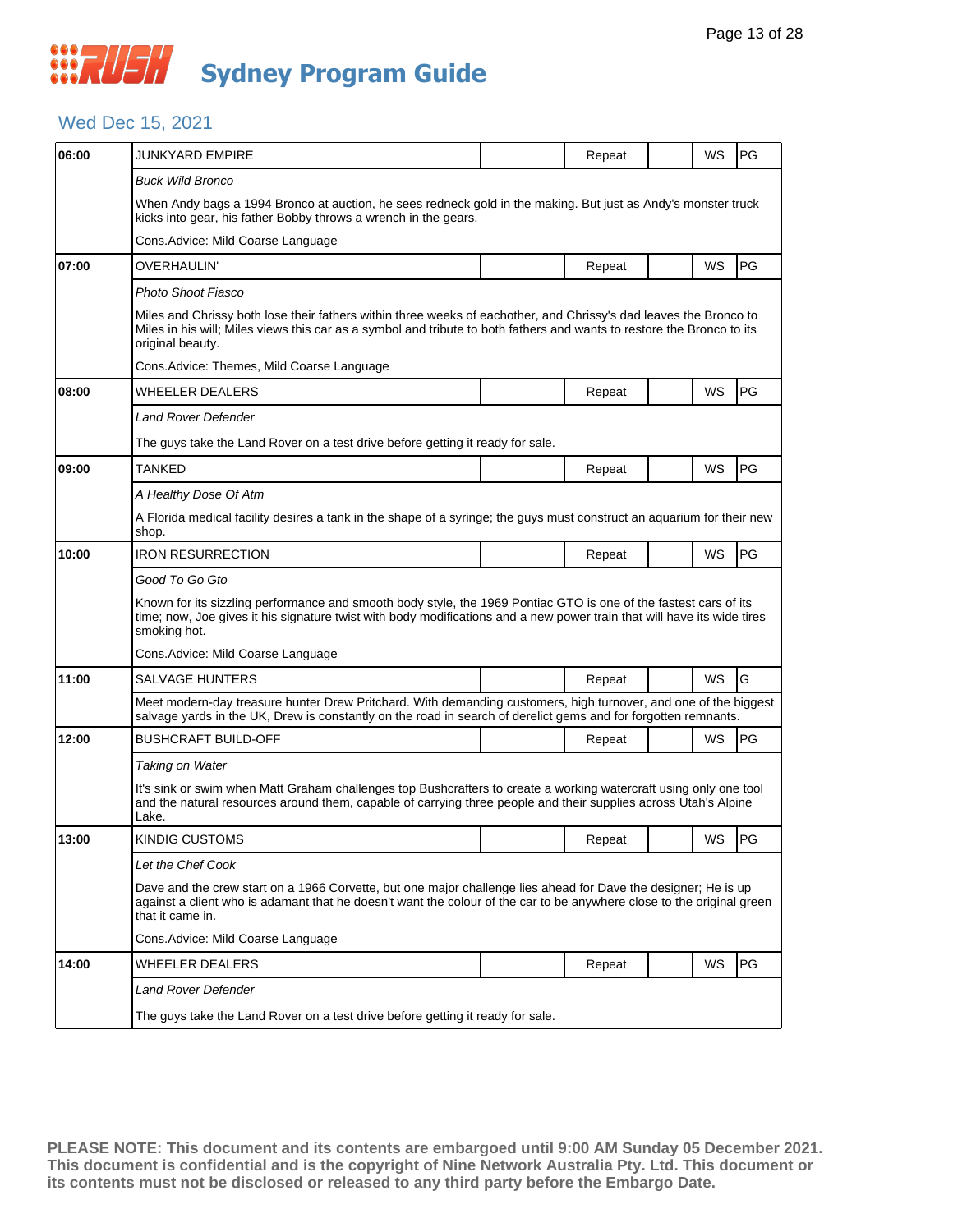# RUSH Sydney Program Guide

## Wed Dec 15, 2021

| Time | Program | | Status | | Format | Rating |
|---|---|---|---|---|---|---|
| 06:00 | JUNKYARD EMPIRE | | Repeat | | WS | PG |
| | *Buck Wild Bronco* | | | | | |
| | When Andy bags a 1994 Bronco at auction, he sees redneck gold in the making. But just as Andy's monster truck kicks into gear, his father Bobby throws a wrench in the gears. | | | | | |
| | Cons.Advice: Mild Coarse Language | | | | | |
| 07:00 | OVERHAULIN' | | Repeat | | WS | PG |
| | *Photo Shoot Fiasco* | | | | | |
| | Miles and Chrissy both lose their fathers within three weeks of eachother, and Chrissy's dad leaves the Bronco to Miles in his will; Miles views this car as a symbol and tribute to both fathers and wants to restore the Bronco to its original beauty. | | | | | |
| | Cons.Advice: Themes, Mild Coarse Language | | | | | |
| 08:00 | WHEELER DEALERS | | Repeat | | WS | PG |
| | *Land Rover Defender* | | | | | |
| | The guys take the Land Rover on a test drive before getting it ready for sale. | | | | | |
| 09:00 | TANKED | | Repeat | | WS | PG |
| | *A Healthy Dose Of Atm* | | | | | |
| | A Florida medical facility desires a tank in the shape of a syringe; the guys must construct an aquarium for their new shop. | | | | | |
| 10:00 | IRON RESURRECTION | | Repeat | | WS | PG |
| | *Good To Go Gto* | | | | | |
| | Known for its sizzling performance and smooth body style, the 1969 Pontiac GTO is one of the fastest cars of its time; now, Joe gives it his signature twist with body modifications and a new power train that will have its wide tires smoking hot. | | | | | |
| | Cons.Advice: Mild Coarse Language | | | | | |
| 11:00 | SALVAGE HUNTERS | | Repeat | | WS | G |
| | Meet modern-day treasure hunter Drew Pritchard. With demanding customers, high turnover, and one of the biggest salvage yards in the UK, Drew is constantly on the road in search of derelict gems and for forgotten remnants. | | | | | |
| 12:00 | BUSHCRAFT BUILD-OFF | | Repeat | | WS | PG |
| | *Taking on Water* | | | | | |
| | It's sink or swim when Matt Graham challenges top Bushcrafters to create a working watercraft using only one tool and the natural resources around them, capable of carrying three people and their supplies across Utah's Alpine Lake. | | | | | |
| 13:00 | KINDIG CUSTOMS | | Repeat | | WS | PG |
| | *Let the Chef Cook* | | | | | |
| | Dave and the crew start on a 1966 Corvette, but one major challenge lies ahead for Dave the designer; He is up against a client who is adamant that he doesn't want the colour of the car to be anywhere close to the original green that it came in. | | | | | |
| | Cons.Advice: Mild Coarse Language | | | | | |
| 14:00 | WHEELER DEALERS | | Repeat | | WS | PG |
| | *Land Rover Defender* | | | | | |
| | The guys take the Land Rover on a test drive before getting it ready for sale. | | | | | |

**PLEASE NOTE: This document and its contents are embargoed until 9:00 AM Sunday 05 December 2021. This document is confidential and is the copyright of Nine Network Australia Pty. Ltd. This document or its contents must not be disclosed or released to any third party before the Embargo Date.**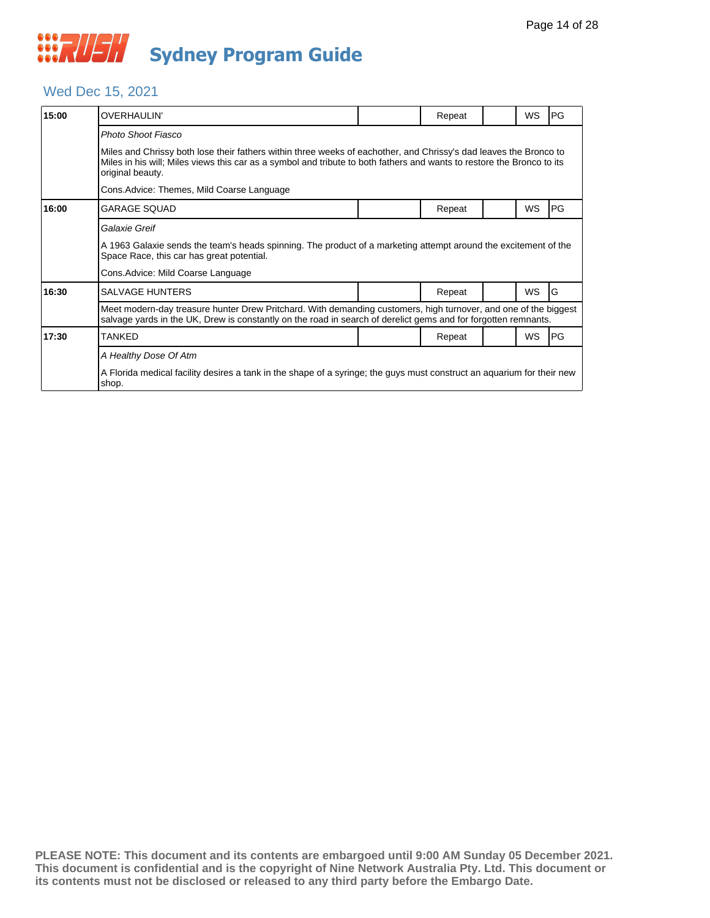# Sydney Program Guide

## Wed Dec 15, 2021

| Time | Program | | Repeat | | WS | Rating |
|---|---|---|---|---|---|---|
| 15:00 | OVERHAULIN' | | Repeat | | WS | PG |

*Photo Shoot Fiasco*

Miles and Chrissy both lose their fathers within three weeks of eachother, and Chrissy's dad leaves the Bronco to Miles in his will; Miles views this car as a symbol and tribute to both fathers and wants to restore the Bronco to its original beauty.

Cons.Advice: Themes, Mild Coarse Language

| Time | Program | | Repeat | | WS | Rating |
|---|---|---|---|---|---|---|
| 16:00 | GARAGE SQUAD | | Repeat | | WS | PG |

*Galaxie Greif*

A 1963 Galaxie sends the team's heads spinning. The product of a marketing attempt around the excitement of the Space Race, this car has great potential.

Cons.Advice: Mild Coarse Language

| Time | Program | | Repeat | | WS | Rating |
|---|---|---|---|---|---|---|
| 16:30 | SALVAGE HUNTERS | | Repeat | | WS | G |

Meet modern-day treasure hunter Drew Pritchard. With demanding customers, high turnover, and one of the biggest salvage yards in the UK, Drew is constantly on the road in search of derelict gems and for forgotten remnants.

| Time | Program | | Repeat | | WS | Rating |
|---|---|---|---|---|---|---|
| 17:30 | TANKED | | Repeat | | WS | PG |

*A Healthy Dose Of Atm*

A Florida medical facility desires a tank in the shape of a syringe; the guys must construct an aquarium for their new shop.

**PLEASE NOTE: This document and its contents are embargoed until 9:00 AM Sunday 05 December 2021. This document is confidential and is the copyright of Nine Network Australia Pty. Ltd. This document or its contents must not be disclosed or released to any third party before the Embargo Date.**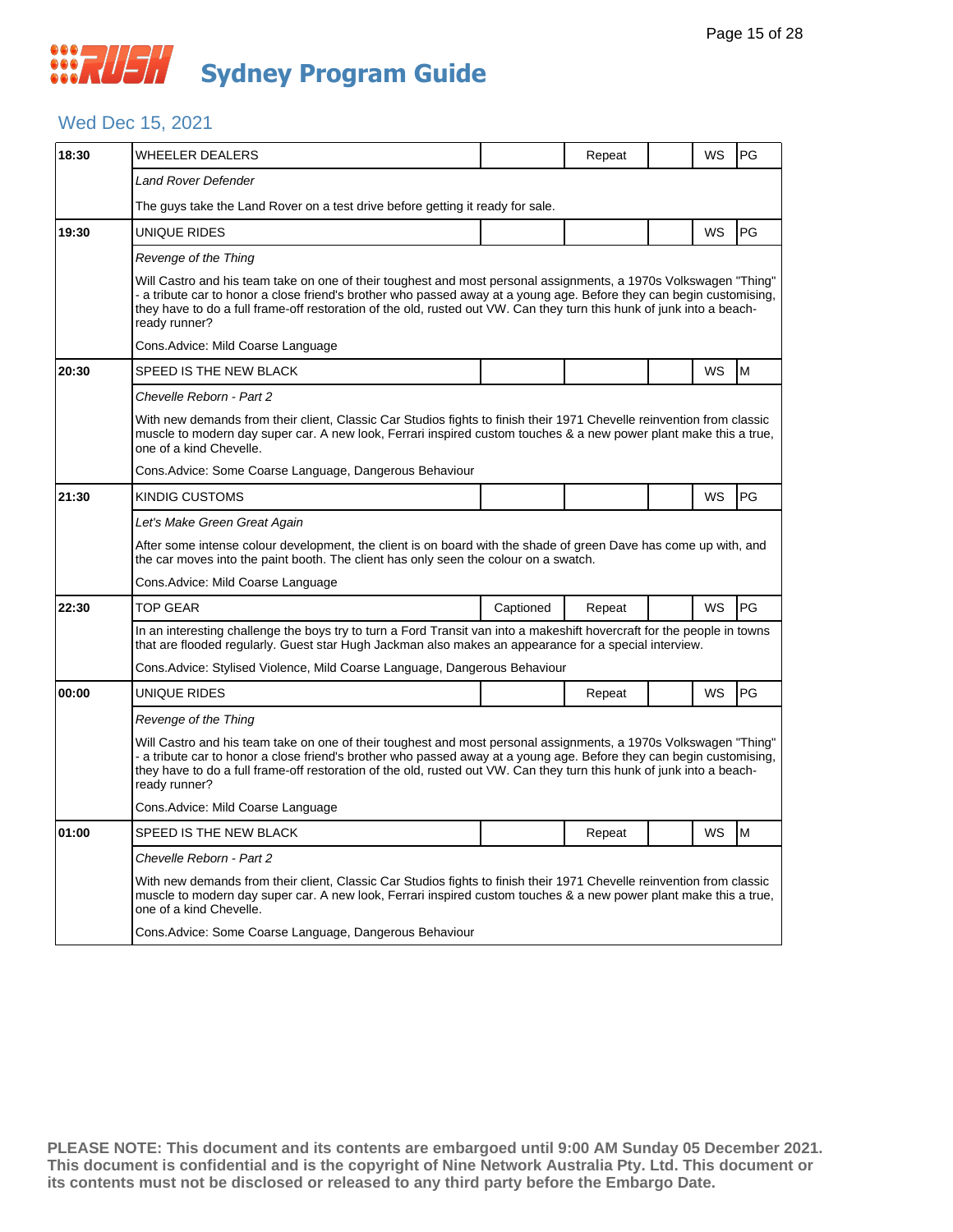# Sydney Program Guide

## Wed Dec 15, 2021

| Time | Program | Captioned | Repeat | | WS | Rating |
|---|---|---|---|---|---|---|
| 18:30 | WHEELER DEALERS | | Repeat | | WS | PG |
| | *Land Rover Defender* | | | | | |
| | The guys take the Land Rover on a test drive before getting it ready for sale. | | | | | |
| 19:30 | UNIQUE RIDES | | | | WS | PG |
| | *Revenge of the Thing* | | | | | |
| | Will Castro and his team take on one of their toughest and most personal assignments, a 1970s Volkswagen "Thing" - a tribute car to honor a close friend's brother who passed away at a young age. Before they can begin customising, they have to do a full frame-off restoration of the old, rusted out VW. Can they turn this hunk of junk into a beach-ready runner? | | | | | |
| | Cons.Advice: Mild Coarse Language | | | | | |
| 20:30 | SPEED IS THE NEW BLACK | | | | WS | M |
| | *Chevelle Reborn - Part 2* | | | | | |
| | With new demands from their client, Classic Car Studios fights to finish their 1971 Chevelle reinvention from classic muscle to modern day super car. A new look, Ferrari inspired custom touches & a new power plant make this a true, one of a kind Chevelle. | | | | | |
| | Cons.Advice: Some Coarse Language, Dangerous Behaviour | | | | | |
| 21:30 | KINDIG CUSTOMS | | | | WS | PG |
| | *Let's Make Green Great Again* | | | | | |
| | After some intense colour development, the client is on board with the shade of green Dave has come up with, and the car moves into the paint booth. The client has only seen the colour on a swatch. | | | | | |
| | Cons.Advice: Mild Coarse Language | | | | | |
| 22:30 | TOP GEAR | Captioned | Repeat | | WS | PG |
| | In an interesting challenge the boys try to turn a Ford Transit van into a makeshift hovercraft for the people in towns that are flooded regularly. Guest star Hugh Jackman also makes an appearance for a special interview. | | | | | |
| | Cons.Advice: Stylised Violence, Mild Coarse Language, Dangerous Behaviour | | | | | |
| 00:00 | UNIQUE RIDES | | Repeat | | WS | PG |
| | *Revenge of the Thing* | | | | | |
| | Will Castro and his team take on one of their toughest and most personal assignments, a 1970s Volkswagen "Thing" - a tribute car to honor a close friend's brother who passed away at a young age. Before they can begin customising, they have to do a full frame-off restoration of the old, rusted out VW. Can they turn this hunk of junk into a beach-ready runner? | | | | | |
| | Cons.Advice: Mild Coarse Language | | | | | |
| 01:00 | SPEED IS THE NEW BLACK | | Repeat | | WS | M |
| | *Chevelle Reborn - Part 2* | | | | | |
| | With new demands from their client, Classic Car Studios fights to finish their 1971 Chevelle reinvention from classic muscle to modern day super car. A new look, Ferrari inspired custom touches & a new power plant make this a true, one of a kind Chevelle. | | | | | |
| | Cons.Advice: Some Coarse Language, Dangerous Behaviour | | | | | |

**PLEASE NOTE: This document and its contents are embargoed until 9:00 AM Sunday 05 December 2021. This document is confidential and is the copyright of Nine Network Australia Pty. Ltd. This document or its contents must not be disclosed or released to any third party before the Embargo Date.**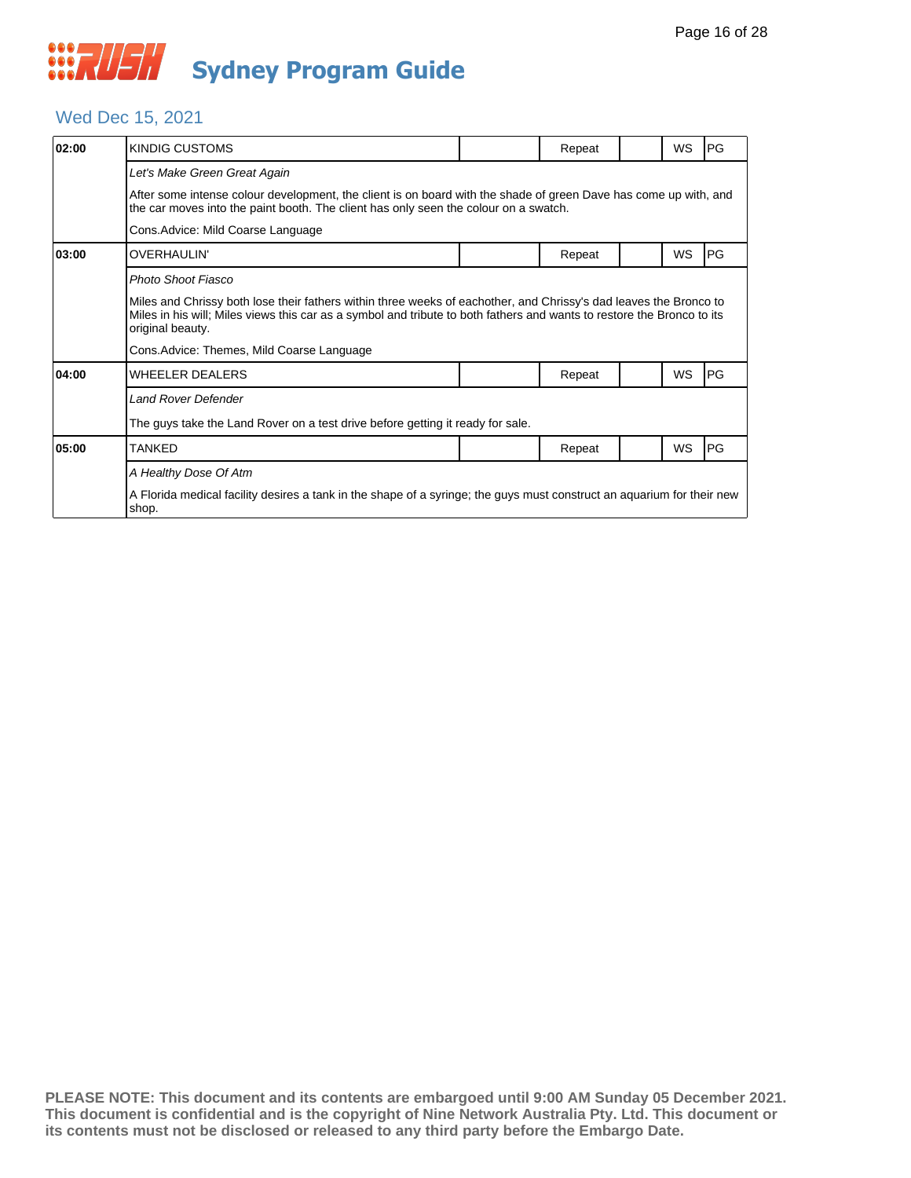# Sydney Program Guide

## Wed Dec 15, 2021

| Time | Program | | | | | |
|---|---|---|---|---|---|---|
| **02:00** | KINDIG CUSTOMS | | Repeat | | WS | PG |
| | *Let's Make Green Great Again* | | | | | |
| | After some intense colour development, the client is on board with the shade of green Dave has come up with, and the car moves into the paint booth. The client has only seen the colour on a swatch. | | | | | |
| | Cons.Advice: Mild Coarse Language | | | | | |
| **03:00** | OVERHAULIN' | | Repeat | | WS | PG |
| | *Photo Shoot Fiasco* | | | | | |
| | Miles and Chrissy both lose their fathers within three weeks of eachother, and Chrissy's dad leaves the Bronco to Miles in his will; Miles views this car as a symbol and tribute to both fathers and wants to restore the Bronco to its original beauty. | | | | | |
| | Cons.Advice: Themes, Mild Coarse Language | | | | | |
| **04:00** | WHEELER DEALERS | | Repeat | | WS | PG |
| | *Land Rover Defender* | | | | | |
| | The guys take the Land Rover on a test drive before getting it ready for sale. | | | | | |
| **05:00** | TANKED | | Repeat | | WS | PG |
| | *A Healthy Dose Of Atm* | | | | | |
| | A Florida medical facility desires a tank in the shape of a syringe; the guys must construct an aquarium for their new shop. | | | | | |

**PLEASE NOTE: This document and its contents are embargoed until 9:00 AM Sunday 05 December 2021. This document is confidential and is the copyright of Nine Network Australia Pty. Ltd. This document or its contents must not be disclosed or released to any third party before the Embargo Date.**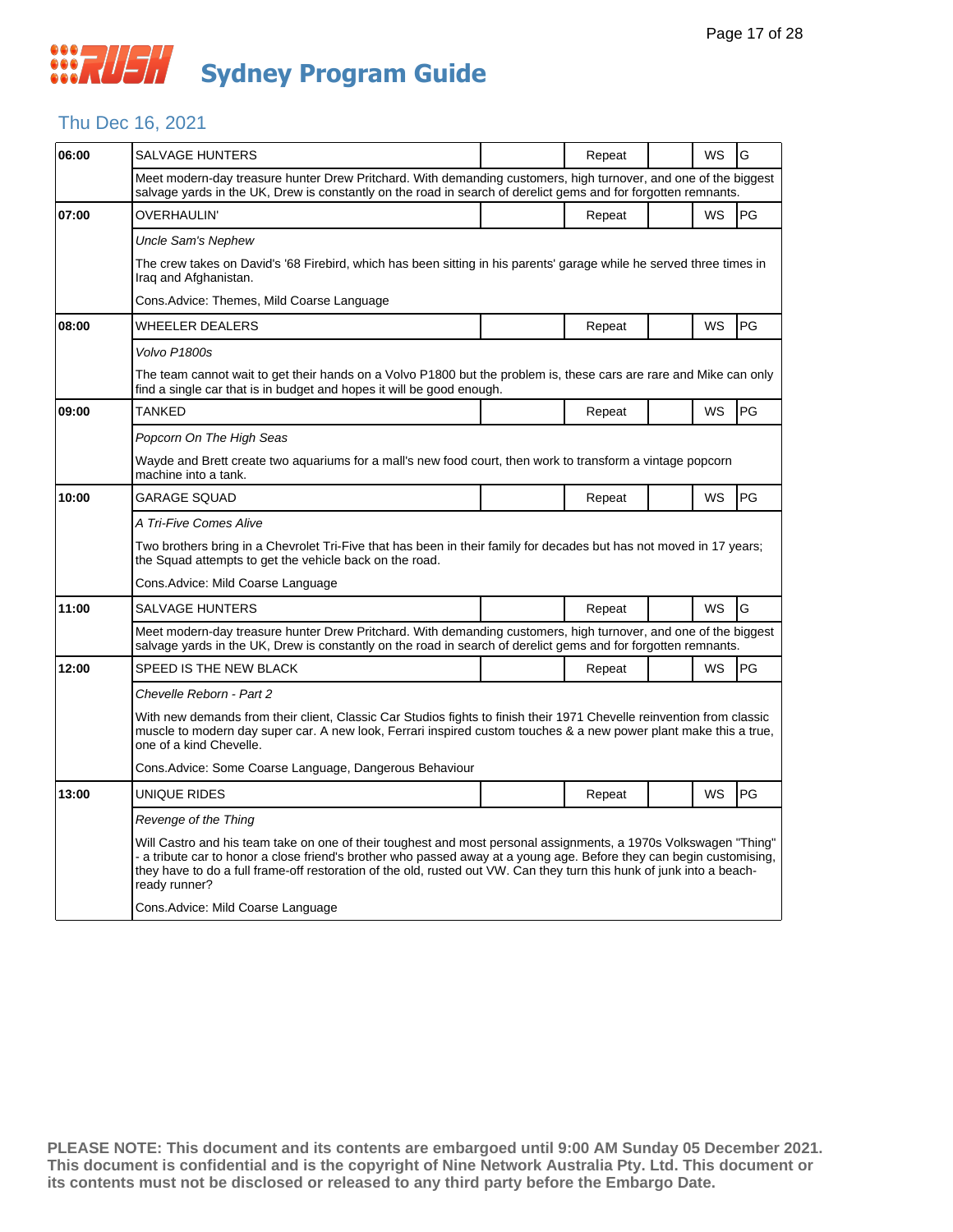# RUSH Sydney Program Guide

## Thu Dec 16, 2021

| Time | Program | | Status | | Format | Rating |
|---|---|---|---|---|---|---|
| 06:00 | SALVAGE HUNTERS | | Repeat | | WS | G |
| | Meet modern-day treasure hunter Drew Pritchard. With demanding customers, high turnover, and one of the biggest salvage yards in the UK, Drew is constantly on the road in search of derelict gems and for forgotten remnants. | | | | | |
| 07:00 | OVERHAULIN' | | Repeat | | WS | PG |
| | *Uncle Sam's Nephew* | | | | | |
| | The crew takes on David's '68 Firebird, which has been sitting in his parents' garage while he served three times in Iraq and Afghanistan. | | | | | |
| | Cons.Advice: Themes, Mild Coarse Language | | | | | |
| 08:00 | WHEELER DEALERS | | Repeat | | WS | PG |
| | *Volvo P1800s* | | | | | |
| | The team cannot wait to get their hands on a Volvo P1800 but the problem is, these cars are rare and Mike can only find a single car that is in budget and hopes it will be good enough. | | | | | |
| 09:00 | TANKED | | Repeat | | WS | PG |
| | *Popcorn On The High Seas* | | | | | |
| | Wayde and Brett create two aquariums for a mall's new food court, then work to transform a vintage popcorn machine into a tank. | | | | | |
| 10:00 | GARAGE SQUAD | | Repeat | | WS | PG |
| | *A Tri-Five Comes Alive* | | | | | |
| | Two brothers bring in a Chevrolet Tri-Five that has been in their family for decades but has not moved in 17 years; the Squad attempts to get the vehicle back on the road. | | | | | |
| | Cons.Advice: Mild Coarse Language | | | | | |
| 11:00 | SALVAGE HUNTERS | | Repeat | | WS | G |
| | Meet modern-day treasure hunter Drew Pritchard. With demanding customers, high turnover, and one of the biggest salvage yards in the UK, Drew is constantly on the road in search of derelict gems and for forgotten remnants. | | | | | |
| 12:00 | SPEED IS THE NEW BLACK | | Repeat | | WS | PG |
| | *Chevelle Reborn - Part 2* | | | | | |
| | With new demands from their client, Classic Car Studios fights to finish their 1971 Chevelle reinvention from classic muscle to modern day super car. A new look, Ferrari inspired custom touches & a new power plant make this a true, one of a kind Chevelle. | | | | | |
| | Cons.Advice: Some Coarse Language, Dangerous Behaviour | | | | | |
| 13:00 | UNIQUE RIDES | | Repeat | | WS | PG |
| | *Revenge of the Thing* | | | | | |
| | Will Castro and his team take on one of their toughest and most personal assignments, a 1970s Volkswagen "Thing" - a tribute car to honor a close friend's brother who passed away at a young age. Before they can begin customising, they have to do a full frame-off restoration of the old, rusted out VW. Can they turn this hunk of junk into a beach-ready runner? | | | | | |
| | Cons.Advice: Mild Coarse Language | | | | | |

**PLEASE NOTE: This document and its contents are embargoed until 9:00 AM Sunday 05 December 2021. This document is confidential and is the copyright of Nine Network Australia Pty. Ltd. This document or its contents must not be disclosed or released to any third party before the Embargo Date.**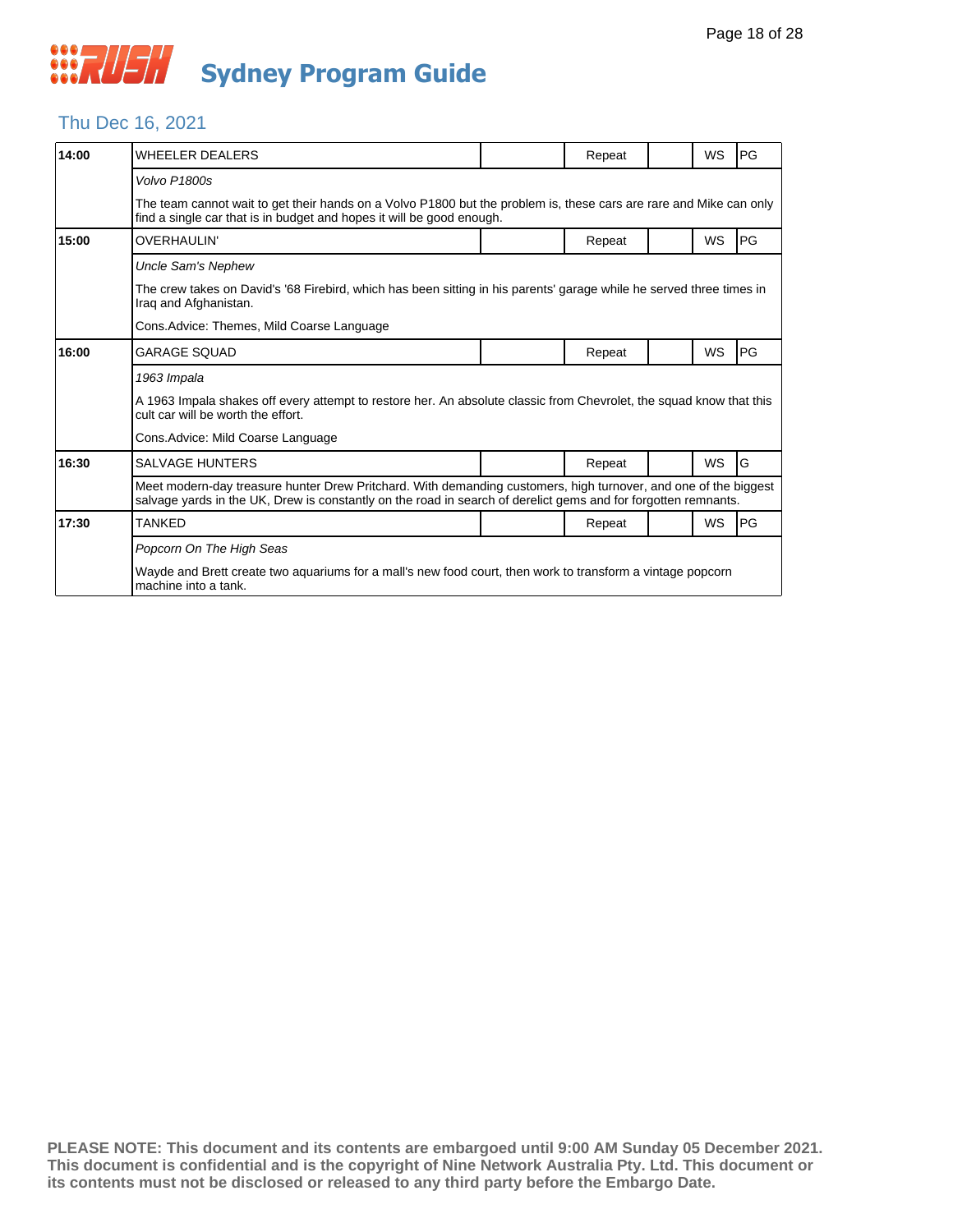# Sydney Program Guide

## Thu Dec 16, 2021

| Time | Program | | Status | | Format | Rating |
|---|---|---|---|---|---|---|
| **14:00** | WHEELER DEALERS | | Repeat | | WS | PG |
| | *Volvo P1800s* | | | | | |
| | The team cannot wait to get their hands on a Volvo P1800 but the problem is, these cars are rare and Mike can only find a single car that is in budget and hopes it will be good enough. | | | | | |
| **15:00** | OVERHAULIN' | | Repeat | | WS | PG |
| | *Uncle Sam's Nephew* | | | | | |
| | The crew takes on David's '68 Firebird, which has been sitting in his parents' garage while he served three times in Iraq and Afghanistan. | | | | | |
| | Cons.Advice: Themes, Mild Coarse Language | | | | | |
| **16:00** | GARAGE SQUAD | | Repeat | | WS | PG |
| | *1963 Impala* | | | | | |
| | A 1963 Impala shakes off every attempt to restore her. An absolute classic from Chevrolet, the squad know that this cult car will be worth the effort. | | | | | |
| | Cons.Advice: Mild Coarse Language | | | | | |
| **16:30** | SALVAGE HUNTERS | | Repeat | | WS | G |
| | Meet modern-day treasure hunter Drew Pritchard. With demanding customers, high turnover, and one of the biggest salvage yards in the UK, Drew is constantly on the road in search of derelict gems and for forgotten remnants. | | | | | |
| **17:30** | TANKED | | Repeat | | WS | PG |
| | *Popcorn On The High Seas* | | | | | |
| | Wayde and Brett create two aquariums for a mall's new food court, then work to transform a vintage popcorn machine into a tank. | | | | | |

**PLEASE NOTE: This document and its contents are embargoed until 9:00 AM Sunday 05 December 2021. This document is confidential and is the copyright of Nine Network Australia Pty. Ltd. This document or its contents must not be disclosed or released to any third party before the Embargo Date.**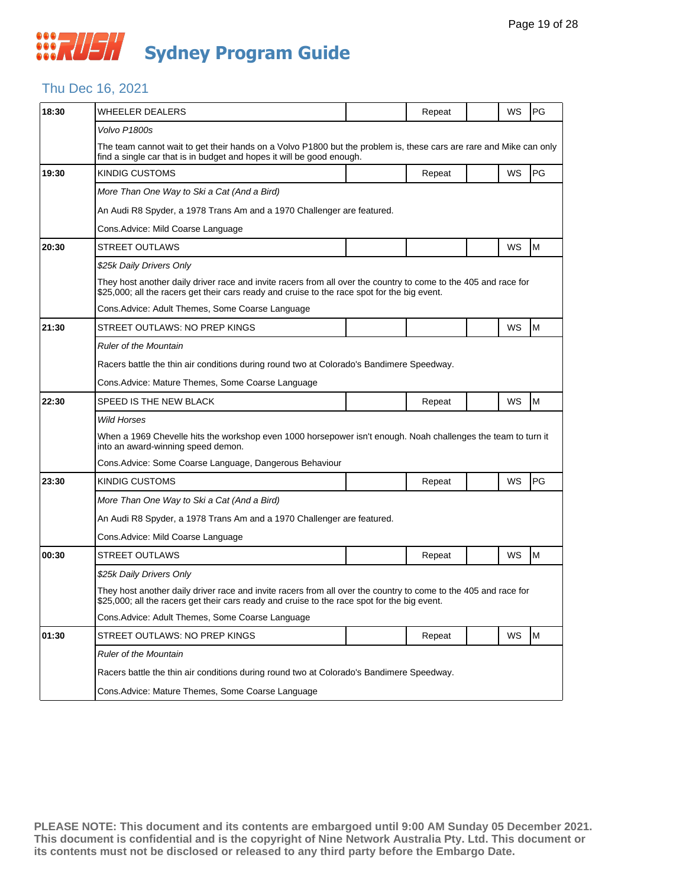# RUSH Sydney Program Guide

## Thu Dec 16, 2021

| Time | Program | | | | | |
|---|---|---|---|---|---|---|
| 18:30 | WHEELER DEALERS | | Repeat | | WS | PG |
| | *Volvo P1800s* | | | | | |
| | The team cannot wait to get their hands on a Volvo P1800 but the problem is, these cars are rare and Mike can only find a single car that is in budget and hopes it will be good enough. | | | | | |
| 19:30 | KINDIG CUSTOMS | | Repeat | | WS | PG |
| | *More Than One Way to Ski a Cat (And a Bird)* | | | | | |
| | An Audi R8 Spyder, a 1978 Trans Am and a 1970 Challenger are featured. | | | | | |
| | Cons.Advice: Mild Coarse Language | | | | | |
| 20:30 | STREET OUTLAWS | | | | WS | M |
| | *$25k Daily Drivers Only* | | | | | |
| | They host another daily driver race and invite racers from all over the country to come to the 405 and race for $25,000; all the racers get their cars ready and cruise to the race spot for the big event. | | | | | |
| | Cons.Advice: Adult Themes, Some Coarse Language | | | | | |
| 21:30 | STREET OUTLAWS: NO PREP KINGS | | | | WS | M |
| | *Ruler of the Mountain* | | | | | |
| | Racers battle the thin air conditions during round two at Colorado's Bandimere Speedway. | | | | | |
| | Cons.Advice: Mature Themes, Some Coarse Language | | | | | |
| 22:30 | SPEED IS THE NEW BLACK | | Repeat | | WS | M |
| | *Wild Horses* | | | | | |
| | When a 1969 Chevelle hits the workshop even 1000 horsepower isn't enough. Noah challenges the team to turn it into an award-winning speed demon. | | | | | |
| | Cons.Advice: Some Coarse Language, Dangerous Behaviour | | | | | |
| 23:30 | KINDIG CUSTOMS | | Repeat | | WS | PG |
| | *More Than One Way to Ski a Cat (And a Bird)* | | | | | |
| | An Audi R8 Spyder, a 1978 Trans Am and a 1970 Challenger are featured. | | | | | |
| | Cons.Advice: Mild Coarse Language | | | | | |
| 00:30 | STREET OUTLAWS | | Repeat | | WS | M |
| | *$25k Daily Drivers Only* | | | | | |
| | They host another daily driver race and invite racers from all over the country to come to the 405 and race for $25,000; all the racers get their cars ready and cruise to the race spot for the big event. | | | | | |
| | Cons.Advice: Adult Themes, Some Coarse Language | | | | | |
| 01:30 | STREET OUTLAWS: NO PREP KINGS | | Repeat | | WS | M |
| | *Ruler of the Mountain* | | | | | |
| | Racers battle the thin air conditions during round two at Colorado's Bandimere Speedway. | | | | | |
| | Cons.Advice: Mature Themes, Some Coarse Language | | | | | |

**PLEASE NOTE: This document and its contents are embargoed until 9:00 AM Sunday 05 December 2021. This document is confidential and is the copyright of Nine Network Australia Pty. Ltd. This document or its contents must not be disclosed or released to any third party before the Embargo Date.**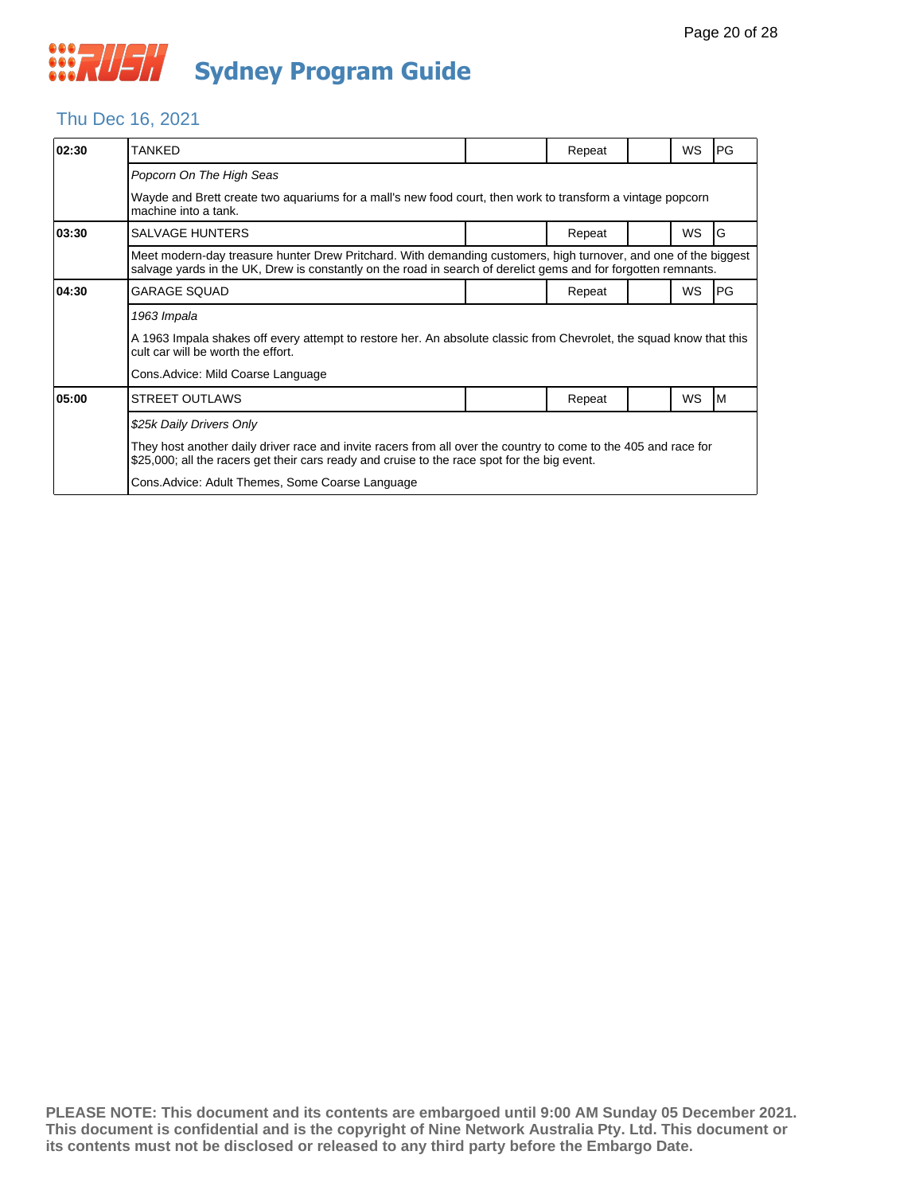# Sydney Program Guide

## Thu Dec 16, 2021

| Time | Program | | Status | | Format | Rating |
|---|---|---|---|---|---|---|
| 02:30 | TANKED | | Repeat | | WS | PG |
| | *Popcorn On The High Seas* | | | | | |
| | Wayde and Brett create two aquariums for a mall's new food court, then work to transform a vintage popcorn machine into a tank. | | | | | |
| 03:30 | SALVAGE HUNTERS | | Repeat | | WS | G |
| | Meet modern-day treasure hunter Drew Pritchard. With demanding customers, high turnover, and one of the biggest salvage yards in the UK, Drew is constantly on the road in search of derelict gems and for forgotten remnants. | | | | | |
| 04:30 | GARAGE SQUAD | | Repeat | | WS | PG |
| | *1963 Impala* | | | | | |
| | A 1963 Impala shakes off every attempt to restore her. An absolute classic from Chevrolet, the squad know that this cult car will be worth the effort. | | | | | |
| | Cons.Advice: Mild Coarse Language | | | | | |
| 05:00 | STREET OUTLAWS | | Repeat | | WS | M |
| | *$25k Daily Drivers Only* | | | | | |
| | They host another daily driver race and invite racers from all over the country to come to the 405 and race for $25,000; all the racers get their cars ready and cruise to the race spot for the big event. | | | | | |
| | Cons.Advice: Adult Themes, Some Coarse Language | | | | | |

**PLEASE NOTE: This document and its contents are embargoed until 9:00 AM Sunday 05 December 2021. This document is confidential and is the copyright of Nine Network Australia Pty. Ltd. This document or its contents must not be disclosed or released to any third party before the Embargo Date.**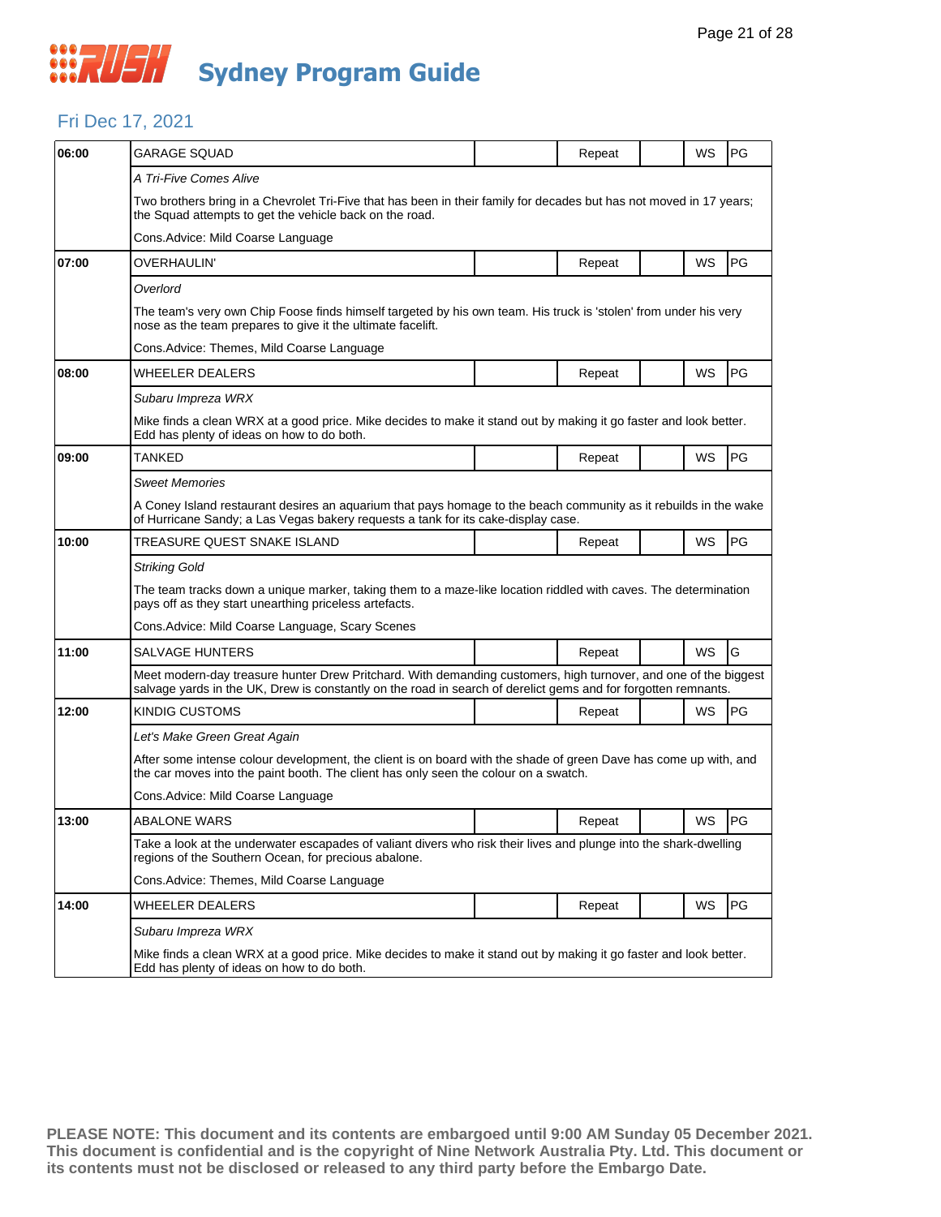# Sydney Program Guide

## Fri Dec 17, 2021

| 06:00 | GARAGE SQUAD | | Repeat | | WS | PG |
|---|---|---|---|---|---|---|
| | *A Tri-Five Comes Alive* | | | | | |
| | Two brothers bring in a Chevrolet Tri-Five that has been in their family for decades but has not moved in 17 years; the Squad attempts to get the vehicle back on the road. | | | | | |
| | Cons.Advice: Mild Coarse Language | | | | | |
| 07:00 | OVERHAULIN' | | Repeat | | WS | PG |
| | *Overlord* | | | | | |
| | The team's very own Chip Foose finds himself targeted by his own team. His truck is 'stolen' from under his very nose as the team prepares to give it the ultimate facelift. | | | | | |
| | Cons.Advice: Themes, Mild Coarse Language | | | | | |
| 08:00 | WHEELER DEALERS | | Repeat | | WS | PG |
| | *Subaru Impreza WRX* | | | | | |
| | Mike finds a clean WRX at a good price. Mike decides to make it stand out by making it go faster and look better. Edd has plenty of ideas on how to do both. | | | | | |
| 09:00 | TANKED | | Repeat | | WS | PG |
| | *Sweet Memories* | | | | | |
| | A Coney Island restaurant desires an aquarium that pays homage to the beach community as it rebuilds in the wake of Hurricane Sandy; a Las Vegas bakery requests a tank for its cake-display case. | | | | | |
| 10:00 | TREASURE QUEST SNAKE ISLAND | | Repeat | | WS | PG |
| | *Striking Gold* | | | | | |
| | The team tracks down a unique marker, taking them to a maze-like location riddled with caves. The determination pays off as they start unearthing priceless artefacts. | | | | | |
| | Cons.Advice: Mild Coarse Language, Scary Scenes | | | | | |
| 11:00 | SALVAGE HUNTERS | | Repeat | | WS | G |
| | Meet modern-day treasure hunter Drew Pritchard. With demanding customers, high turnover, and one of the biggest salvage yards in the UK, Drew is constantly on the road in search of derelict gems and for forgotten remnants. | | | | | |
| 12:00 | KINDIG CUSTOMS | | Repeat | | WS | PG |
| | *Let's Make Green Great Again* | | | | | |
| | After some intense colour development, the client is on board with the shade of green Dave has come up with, and the car moves into the paint booth. The client has only seen the colour on a swatch. | | | | | |
| | Cons.Advice: Mild Coarse Language | | | | | |
| 13:00 | ABALONE WARS | | Repeat | | WS | PG |
| | Take a look at the underwater escapades of valiant divers who risk their lives and plunge into the shark-dwelling regions of the Southern Ocean, for precious abalone. | | | | | |
| | Cons.Advice: Themes, Mild Coarse Language | | | | | |
| 14:00 | WHEELER DEALERS | | Repeat | | WS | PG |
| | *Subaru Impreza WRX* | | | | | |
| | Mike finds a clean WRX at a good price. Mike decides to make it stand out by making it go faster and look better. Edd has plenty of ideas on how to do both. | | | | | |

**PLEASE NOTE: This document and its contents are embargoed until 9:00 AM Sunday 05 December 2021. This document is confidential and is the copyright of Nine Network Australia Pty. Ltd. This document or its contents must not be disclosed or released to any third party before the Embargo Date.**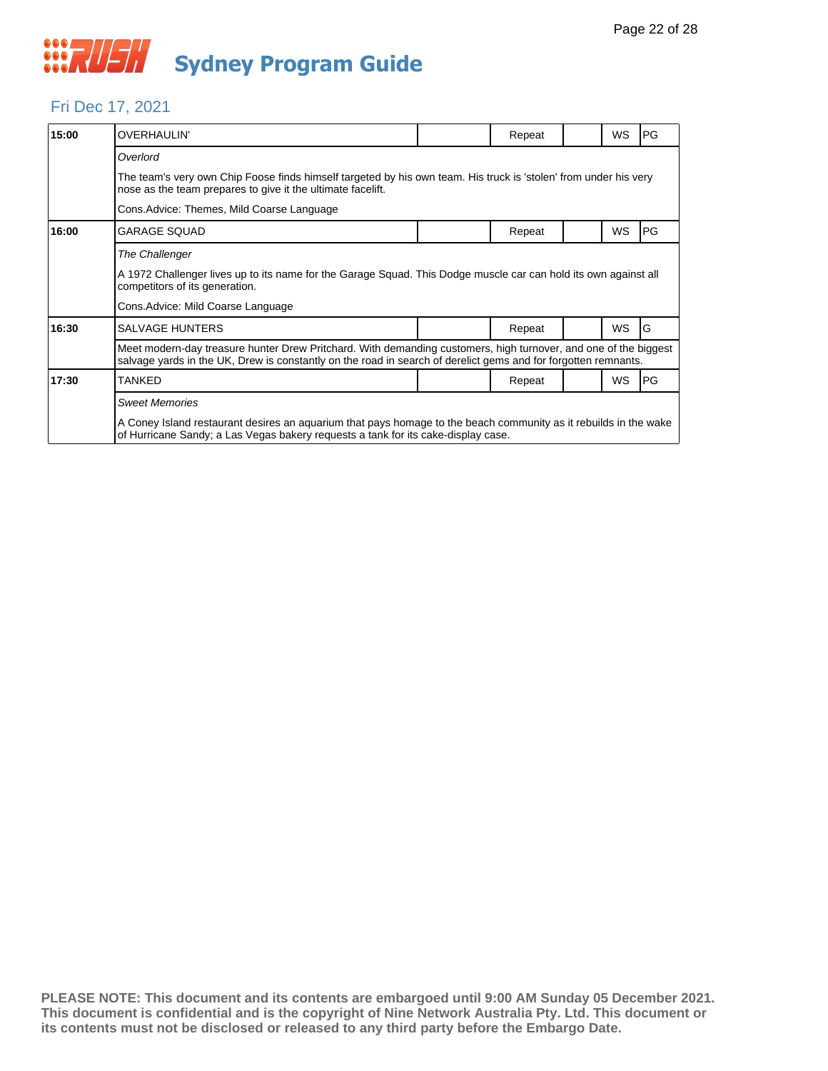# RUSH Sydney Program Guide

## Fri Dec 17, 2021

| Time | Program | | Status | | Format | Rating |
|---|---|---|---|---|---|---|
| 15:00 | OVERHAULIN' | | Repeat | | WS | PG |
| | *Overlord* | | | | | |
| | The team's very own Chip Foose finds himself targeted by his own team. His truck is 'stolen' from under his very nose as the team prepares to give it the ultimate facelift. | | | | | |
| | Cons.Advice: Themes, Mild Coarse Language | | | | | |
| 16:00 | GARAGE SQUAD | | Repeat | | WS | PG |
| | *The Challenger* | | | | | |
| | A 1972 Challenger lives up to its name for the Garage Squad. This Dodge muscle car can hold its own against all competitors of its generation. | | | | | |
| | Cons.Advice: Mild Coarse Language | | | | | |
| 16:30 | SALVAGE HUNTERS | | Repeat | | WS | G |
| | Meet modern-day treasure hunter Drew Pritchard. With demanding customers, high turnover, and one of the biggest salvage yards in the UK, Drew is constantly on the road in search of derelict gems and for forgotten remnants. | | | | | |
| 17:30 | TANKED | | Repeat | | WS | PG |
| | *Sweet Memories* | | | | | |
| | A Coney Island restaurant desires an aquarium that pays homage to the beach community as it rebuilds in the wake of Hurricane Sandy; a Las Vegas bakery requests a tank for its cake-display case. | | | | | |

**PLEASE NOTE: This document and its contents are embargoed until 9:00 AM Sunday 05 December 2021. This document is confidential and is the copyright of Nine Network Australia Pty. Ltd. This document or its contents must not be disclosed or released to any third party before the Embargo Date.**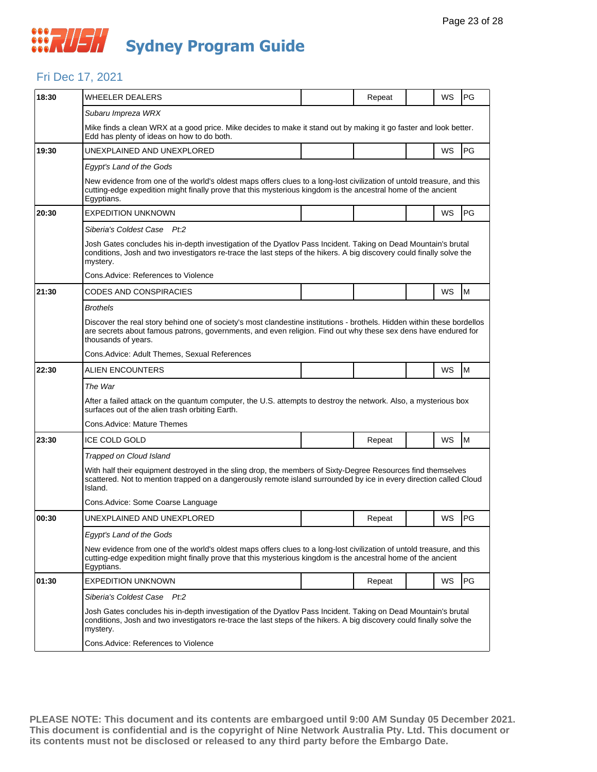# Sydney Program Guide

## Fri Dec 17, 2021

| Time | Program | | Repeat | | WS | Rating |
|---|---|---|---|---|---|---|
| 18:30 | WHEELER DEALERS | | Repeat | | WS | PG |
| | *Subaru Impreza WRX* | | | | | |
| | Mike finds a clean WRX at a good price. Mike decides to make it stand out by making it go faster and look better. Edd has plenty of ideas on how to do both. | | | | | |
| 19:30 | UNEXPLAINED AND UNEXPLORED | | | | WS | PG |
| | *Egypt's Land of the Gods* | | | | | |
| | New evidence from one of the world's oldest maps offers clues to a long-lost civilization of untold treasure, and this cutting-edge expedition might finally prove that this mysterious kingdom is the ancestral home of the ancient Egyptians. | | | | | |
| 20:30 | EXPEDITION UNKNOWN | | | | WS | PG |
| | *Siberia's Coldest Case Pt:2* | | | | | |
| | Josh Gates concludes his in-depth investigation of the Dyatlov Pass Incident. Taking on Dead Mountain's brutal conditions, Josh and two investigators re-trace the last steps of the hikers. A big discovery could finally solve the mystery. | | | | | |
| | Cons.Advice: References to Violence | | | | | |
| 21:30 | CODES AND CONSPIRACIES | | | | WS | M |
| | *Brothels* | | | | | |
| | Discover the real story behind one of society's most clandestine institutions - brothels. Hidden within these bordellos are secrets about famous patrons, governments, and even religion. Find out why these sex dens have endured for thousands of years. | | | | | |
| | Cons.Advice: Adult Themes, Sexual References | | | | | |
| 22:30 | ALIEN ENCOUNTERS | | | | WS | M |
| | *The War* | | | | | |
| | After a failed attack on the quantum computer, the U.S. attempts to destroy the network. Also, a mysterious box surfaces out of the alien trash orbiting Earth. | | | | | |
| | Cons.Advice: Mature Themes | | | | | |
| 23:30 | ICE COLD GOLD | | Repeat | | WS | M |
| | *Trapped on Cloud Island* | | | | | |
| | With half their equipment destroyed in the sling drop, the members of Sixty-Degree Resources find themselves scattered. Not to mention trapped on a dangerously remote island surrounded by ice in every direction called Cloud Island. | | | | | |
| | Cons.Advice: Some Coarse Language | | | | | |
| 00:30 | UNEXPLAINED AND UNEXPLORED | | Repeat | | WS | PG |
| | *Egypt's Land of the Gods* | | | | | |
| | New evidence from one of the world's oldest maps offers clues to a long-lost civilization of untold treasure, and this cutting-edge expedition might finally prove that this mysterious kingdom is the ancestral home of the ancient Egyptians. | | | | | |
| 01:30 | EXPEDITION UNKNOWN | | Repeat | | WS | PG |
| | *Siberia's Coldest Case Pt:2* | | | | | |
| | Josh Gates concludes his in-depth investigation of the Dyatlov Pass Incident. Taking on Dead Mountain's brutal conditions, Josh and two investigators re-trace the last steps of the hikers. A big discovery could finally solve the mystery. | | | | | |
| | Cons.Advice: References to Violence | | | | | |

**PLEASE NOTE: This document and its contents are embargoed until 9:00 AM Sunday 05 December 2021. This document is confidential and is the copyright of Nine Network Australia Pty. Ltd. This document or its contents must not be disclosed or released to any third party before the Embargo Date.**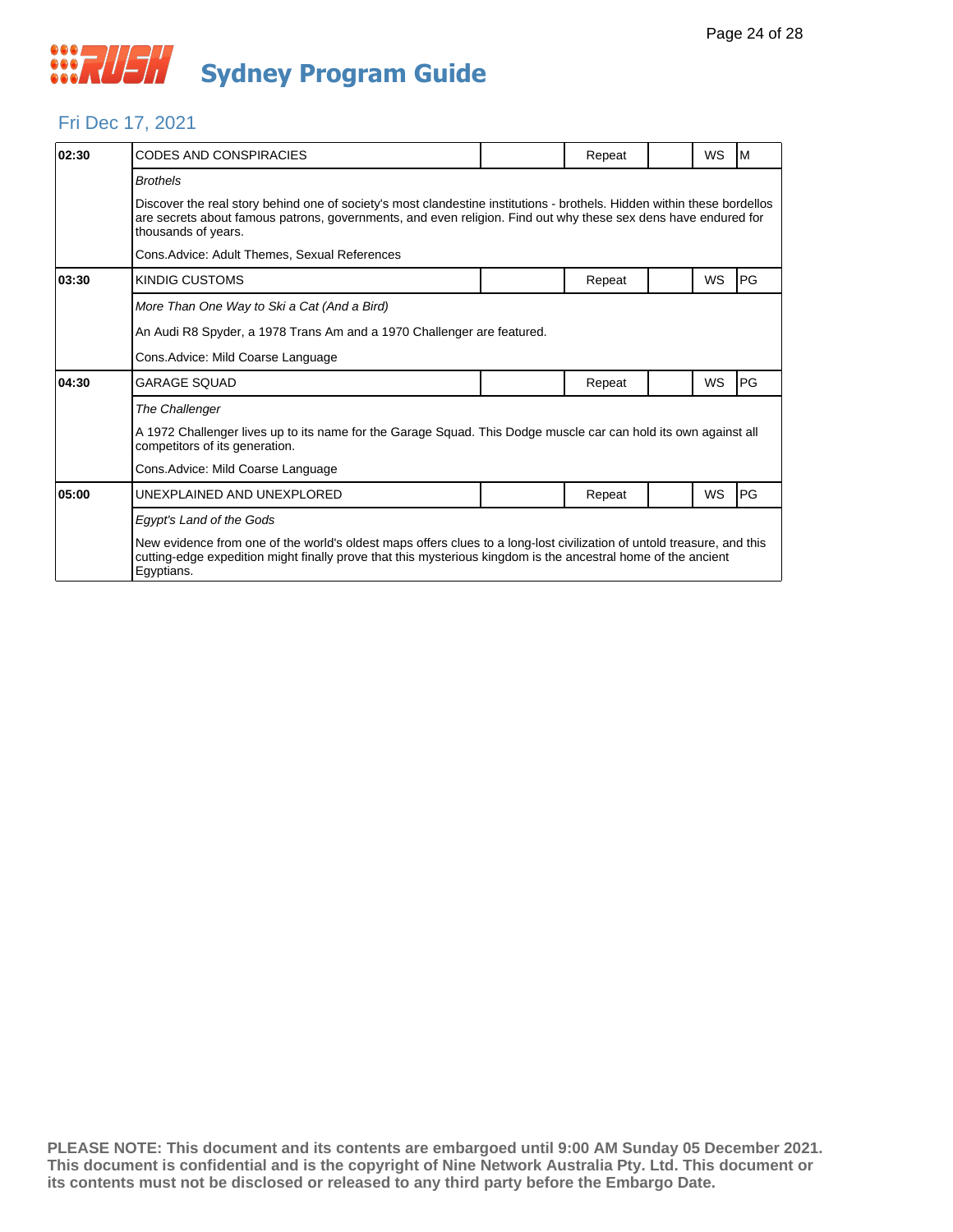# Sydney Program Guide

## Fri Dec 17, 2021

| Time | Program | | Status | | Format | Rating |
|---|---|---|---|---|---|---|
| 02:30 | CODES AND CONSPIRACIES | | Repeat | | WS | M |
| | *Brothels* | | | | | |
| | Discover the real story behind one of society's most clandestine institutions - brothels. Hidden within these bordellos are secrets about famous patrons, governments, and even religion. Find out why these sex dens have endured for thousands of years. | | | | | |
| | Cons.Advice: Adult Themes, Sexual References | | | | | |
| 03:30 | KINDIG CUSTOMS | | Repeat | | WS | PG |
| | *More Than One Way to Ski a Cat (And a Bird)* | | | | | |
| | An Audi R8 Spyder, a 1978 Trans Am and a 1970 Challenger are featured. | | | | | |
| | Cons.Advice: Mild Coarse Language | | | | | |
| 04:30 | GARAGE SQUAD | | Repeat | | WS | PG |
| | *The Challenger* | | | | | |
| | A 1972 Challenger lives up to its name for the Garage Squad. This Dodge muscle car can hold its own against all competitors of its generation. | | | | | |
| | Cons.Advice: Mild Coarse Language | | | | | |
| 05:00 | UNEXPLAINED AND UNEXPLORED | | Repeat | | WS | PG |
| | *Egypt's Land of the Gods* | | | | | |
| | New evidence from one of the world's oldest maps offers clues to a long-lost civilization of untold treasure, and this cutting-edge expedition might finally prove that this mysterious kingdom is the ancestral home of the ancient Egyptians. | | | | | |

**PLEASE NOTE: This document and its contents are embargoed until 9:00 AM Sunday 05 December 2021. This document is confidential and is the copyright of Nine Network Australia Pty. Ltd. This document or its contents must not be disclosed or released to any third party before the Embargo Date.**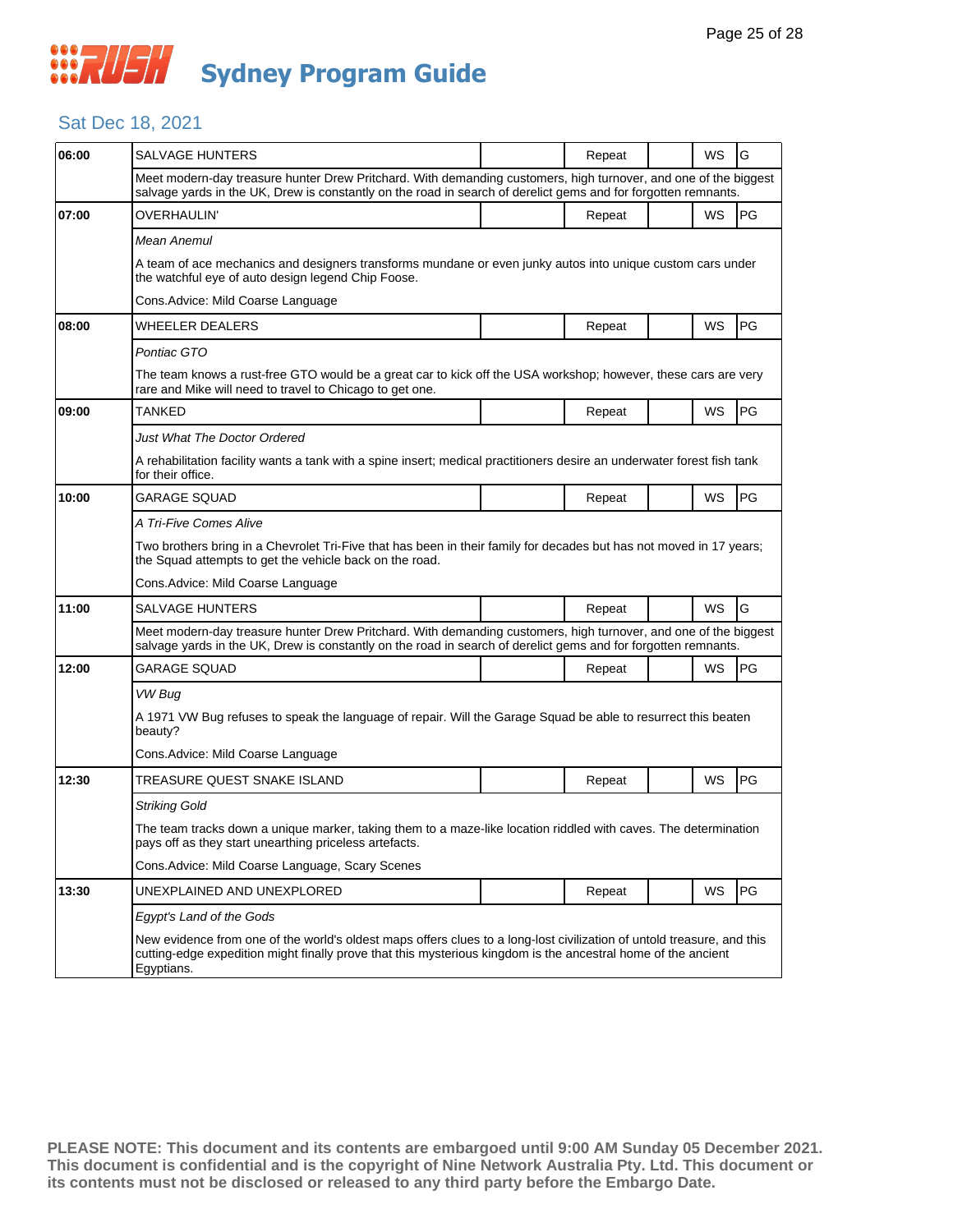# RUSH Sydney Program Guide

## Sat Dec 18, 2021

| Time | Program | | Status | | Format | Rating |
|---|---|---|---|---|---|---|
| 06:00 | SALVAGE HUNTERS | | Repeat | | WS | G |
| | Meet modern-day treasure hunter Drew Pritchard. With demanding customers, high turnover, and one of the biggest salvage yards in the UK, Drew is constantly on the road in search of derelict gems and for forgotten remnants. | | | | | |
| 07:00 | OVERHAULIN' | | Repeat | | WS | PG |
| | *Mean Anemul* | | | | | |
| | A team of ace mechanics and designers transforms mundane or even junky autos into unique custom cars under the watchful eye of auto design legend Chip Foose. | | | | | |
| | Cons.Advice: Mild Coarse Language | | | | | |
| 08:00 | WHEELER DEALERS | | Repeat | | WS | PG |
| | *Pontiac GTO* | | | | | |
| | The team knows a rust-free GTO would be a great car to kick off the USA workshop; however, these cars are very rare and Mike will need to travel to Chicago to get one. | | | | | |
| 09:00 | TANKED | | Repeat | | WS | PG |
| | *Just What The Doctor Ordered* | | | | | |
| | A rehabilitation facility wants a tank with a spine insert; medical practitioners desire an underwater forest fish tank for their office. | | | | | |
| 10:00 | GARAGE SQUAD | | Repeat | | WS | PG |
| | *A Tri-Five Comes Alive* | | | | | |
| | Two brothers bring in a Chevrolet Tri-Five that has been in their family for decades but has not moved in 17 years; the Squad attempts to get the vehicle back on the road. | | | | | |
| | Cons.Advice: Mild Coarse Language | | | | | |
| 11:00 | SALVAGE HUNTERS | | Repeat | | WS | G |
| | Meet modern-day treasure hunter Drew Pritchard. With demanding customers, high turnover, and one of the biggest salvage yards in the UK, Drew is constantly on the road in search of derelict gems and for forgotten remnants. | | | | | |
| 12:00 | GARAGE SQUAD | | Repeat | | WS | PG |
| | *VW Bug* | | | | | |
| | A 1971 VW Bug refuses to speak the language of repair. Will the Garage Squad be able to resurrect this beaten beauty? | | | | | |
| | Cons.Advice: Mild Coarse Language | | | | | |
| 12:30 | TREASURE QUEST SNAKE ISLAND | | Repeat | | WS | PG |
| | *Striking Gold* | | | | | |
| | The team tracks down a unique marker, taking them to a maze-like location riddled with caves. The determination pays off as they start unearthing priceless artefacts. | | | | | |
| | Cons.Advice: Mild Coarse Language, Scary Scenes | | | | | |
| 13:30 | UNEXPLAINED AND UNEXPLORED | | Repeat | | WS | PG |
| | *Egypt's Land of the Gods* | | | | | |
| | New evidence from one of the world's oldest maps offers clues to a long-lost civilization of untold treasure, and this cutting-edge expedition might finally prove that this mysterious kingdom is the ancestral home of the ancient Egyptians. | | | | | |

**PLEASE NOTE: This document and its contents are embargoed until 9:00 AM Sunday 05 December 2021. This document is confidential and is the copyright of Nine Network Australia Pty. Ltd. This document or its contents must not be disclosed or released to any third party before the Embargo Date.**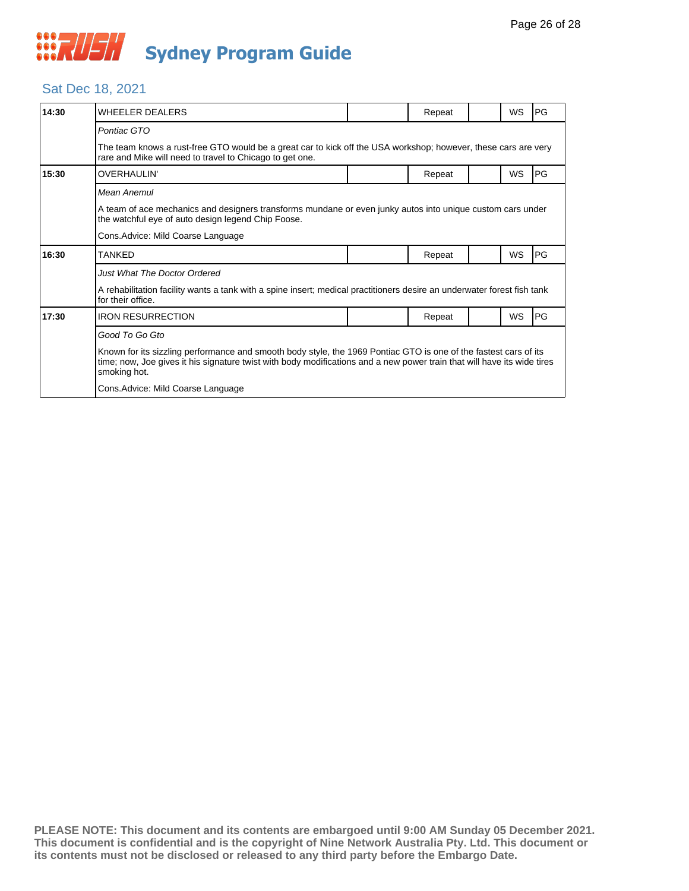# Sydney Program Guide

## Sat Dec 18, 2021

| 14:30 | WHEELER DEALERS | | Repeat | | WS | PG |
|---|---|---|---|---|---|---|
| | *Pontiac GTO* | | | | | |
| | The team knows a rust-free GTO would be a great car to kick off the USA workshop; however, these cars are very rare and Mike will need to travel to Chicago to get one. | | | | | |
| **15:30** | OVERHAULIN' | | Repeat | | WS | PG |
| | *Mean Anemul* | | | | | |
| | A team of ace mechanics and designers transforms mundane or even junky autos into unique custom cars under the watchful eye of auto design legend Chip Foose. | | | | | |
| | Cons.Advice: Mild Coarse Language | | | | | |
| **16:30** | TANKED | | Repeat | | WS | PG |
| | *Just What The Doctor Ordered* | | | | | |
| | A rehabilitation facility wants a tank with a spine insert; medical practitioners desire an underwater forest fish tank for their office. | | | | | |
| **17:30** | IRON RESURRECTION | | Repeat | | WS | PG |
| | *Good To Go Gto* | | | | | |
| | Known for its sizzling performance and smooth body style, the 1969 Pontiac GTO is one of the fastest cars of its time; now, Joe gives it his signature twist with body modifications and a new power train that will have its wide tires smoking hot. | | | | | |
| | Cons.Advice: Mild Coarse Language | | | | | |

**PLEASE NOTE: This document and its contents are embargoed until 9:00 AM Sunday 05 December 2021. This document is confidential and is the copyright of Nine Network Australia Pty. Ltd. This document or its contents must not be disclosed or released to any third party before the Embargo Date.**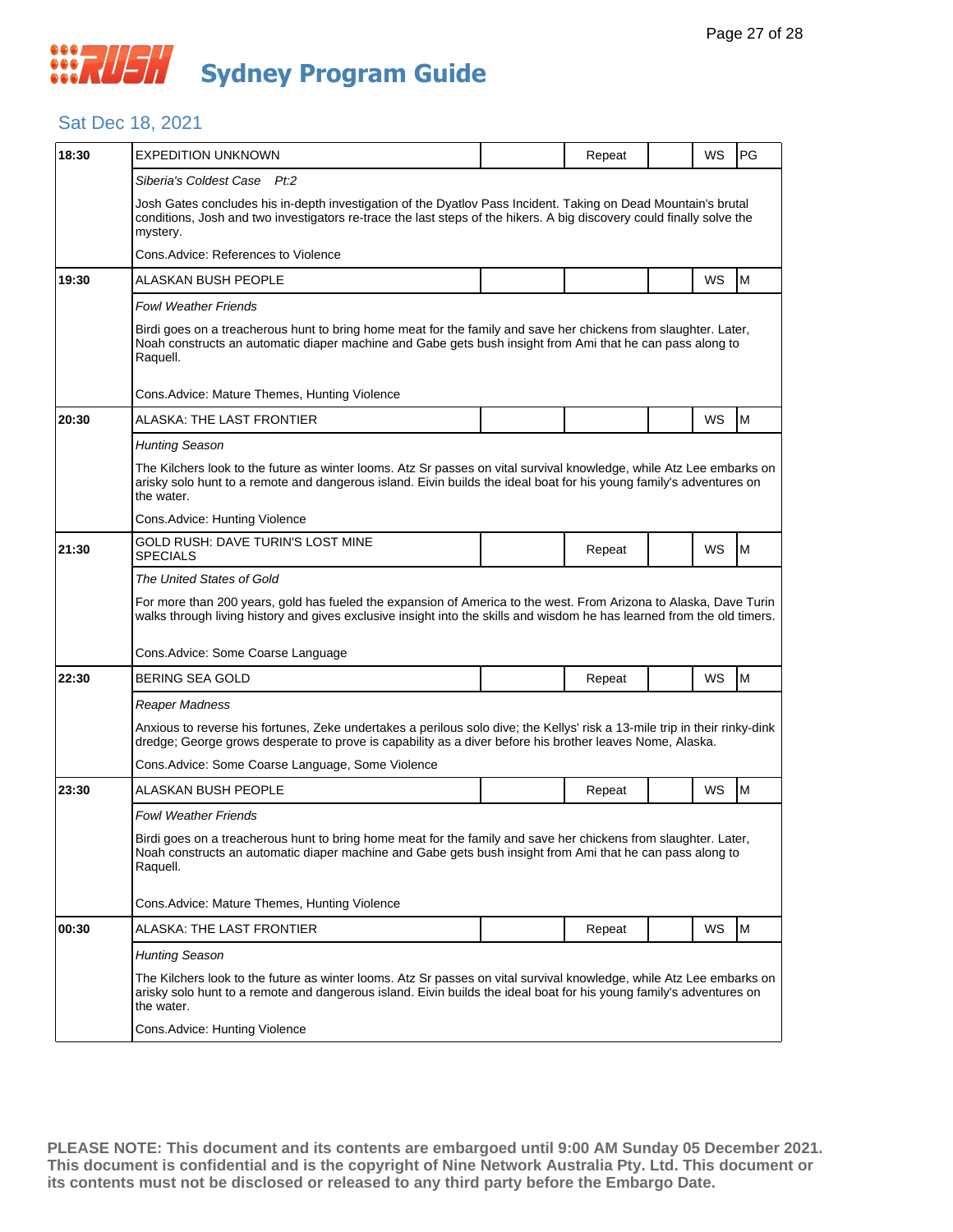# RUSH Sydney Program Guide

## Sat Dec 18, 2021

| Time | Program | | Repeat | | WS | Rating |
|---|---|---|---|---|---|---|
| 18:30 | EXPEDITION UNKNOWN | | Repeat | | WS | PG |
| | *Siberia's Coldest Case Pt:2*<br><br>Josh Gates concludes his in-depth investigation of the Dyatlov Pass Incident. Taking on Dead Mountain's brutal conditions, Josh and two investigators re-trace the last steps of the hikers. A big discovery could finally solve the mystery.<br><br>Cons.Advice: References to Violence | | | | | |
| 19:30 | ALASKAN BUSH PEOPLE | | | | WS | M |
| | *Fowl Weather Friends*<br><br>Birdi goes on a treacherous hunt to bring home meat for the family and save her chickens from slaughter. Later, Noah constructs an automatic diaper machine and Gabe gets bush insight from Ami that he can pass along to Raquell.<br><br>Cons.Advice: Mature Themes, Hunting Violence | | | | | |
| 20:30 | ALASKA: THE LAST FRONTIER | | | | WS | M |
| | *Hunting Season*<br><br>The Kilchers look to the future as winter looms. Atz Sr passes on vital survival knowledge, while Atz Lee embarks on arisky solo hunt to a remote and dangerous island. Eivin builds the ideal boat for his young family's adventures on the water.<br><br>Cons.Advice: Hunting Violence | | | | | |
| 21:30 | GOLD RUSH: DAVE TURIN'S LOST MINE SPECIALS | | Repeat | | WS | M |
| | *The United States of Gold*<br><br>For more than 200 years, gold has fueled the expansion of America to the west. From Arizona to Alaska, Dave Turin walks through living history and gives exclusive insight into the skills and wisdom he has learned from the old timers.<br><br>Cons.Advice: Some Coarse Language | | | | | |
| 22:30 | BERING SEA GOLD | | Repeat | | WS | M |
| | *Reaper Madness*<br><br>Anxious to reverse his fortunes, Zeke undertakes a perilous solo dive; the Kellys' risk a 13-mile trip in their rinky-dink dredge; George grows desperate to prove is capability as a diver before his brother leaves Nome, Alaska.<br><br>Cons.Advice: Some Coarse Language, Some Violence | | | | | |
| 23:30 | ALASKAN BUSH PEOPLE | | Repeat | | WS | M |
| | *Fowl Weather Friends*<br><br>Birdi goes on a treacherous hunt to bring home meat for the family and save her chickens from slaughter. Later, Noah constructs an automatic diaper machine and Gabe gets bush insight from Ami that he can pass along to Raquell.<br><br>Cons.Advice: Mature Themes, Hunting Violence | | | | | |
| 00:30 | ALASKA: THE LAST FRONTIER | | Repeat | | WS | M |
| | *Hunting Season*<br><br>The Kilchers look to the future as winter looms. Atz Sr passes on vital survival knowledge, while Atz Lee embarks on arisky solo hunt to a remote and dangerous island. Eivin builds the ideal boat for his young family's adventures on the water.<br><br>Cons.Advice: Hunting Violence | | | | | |

**PLEASE NOTE: This document and its contents are embargoed until 9:00 AM Sunday 05 December 2021. This document is confidential and is the copyright of Nine Network Australia Pty. Ltd. This document or its contents must not be disclosed or released to any third party before the Embargo Date.**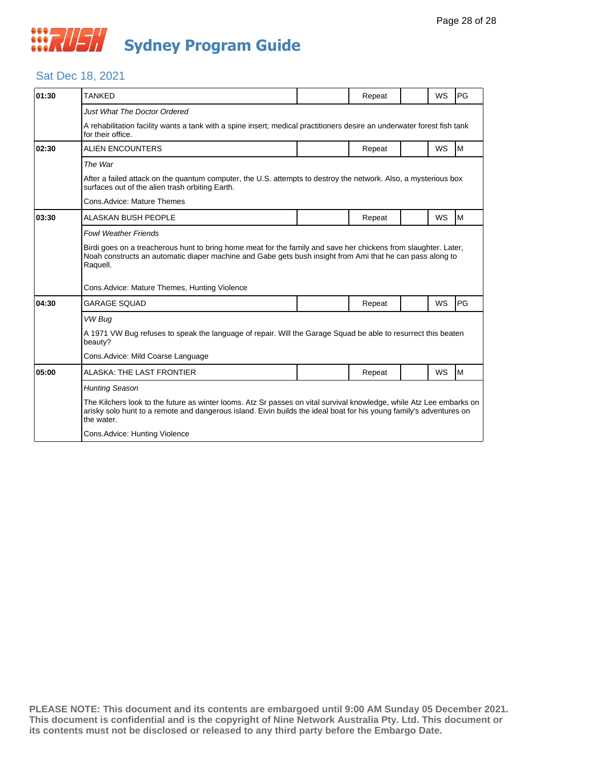# Sydney Program Guide

## Sat Dec 18, 2021

| | | | | | | |
|---|---|---|---|---|---|---|
| **01:30** | TANKED | | Repeat | | WS | PG |
| | *Just What The Doctor Ordered* | | | | | |
| | A rehabilitation facility wants a tank with a spine insert; medical practitioners desire an underwater forest fish tank for their office. | | | | | |
| **02:30** | ALIEN ENCOUNTERS | | Repeat | | WS | M |
| | *The War* | | | | | |
| | After a failed attack on the quantum computer, the U.S. attempts to destroy the network. Also, a mysterious box surfaces out of the alien trash orbiting Earth. | | | | | |
| | Cons.Advice: Mature Themes | | | | | |
| **03:30** | ALASKAN BUSH PEOPLE | | Repeat | | WS | M |
| | *Fowl Weather Friends* | | | | | |
| | Birdi goes on a treacherous hunt to bring home meat for the family and save her chickens from slaughter. Later, Noah constructs an automatic diaper machine and Gabe gets bush insight from Ami that he can pass along to Raquell. | | | | | |
| | Cons.Advice: Mature Themes, Hunting Violence | | | | | |
| **04:30** | GARAGE SQUAD | | Repeat | | WS | PG |
| | *VW Bug* | | | | | |
| | A 1971 VW Bug refuses to speak the language of repair. Will the Garage Squad be able to resurrect this beaten beauty? | | | | | |
| | Cons.Advice: Mild Coarse Language | | | | | |
| **05:00** | ALASKA: THE LAST FRONTIER | | Repeat | | WS | M |
| | *Hunting Season* | | | | | |
| | The Kilchers look to the future as winter looms. Atz Sr passes on vital survival knowledge, while Atz Lee embarks on arisky solo hunt to a remote and dangerous island. Eivin builds the ideal boat for his young family's adventures on the water. | | | | | |
| | Cons.Advice: Hunting Violence | | | | | |

**PLEASE NOTE: This document and its contents are embargoed until 9:00 AM Sunday 05 December 2021. This document is confidential and is the copyright of Nine Network Australia Pty. Ltd. This document or its contents must not be disclosed or released to any third party before the Embargo Date.**